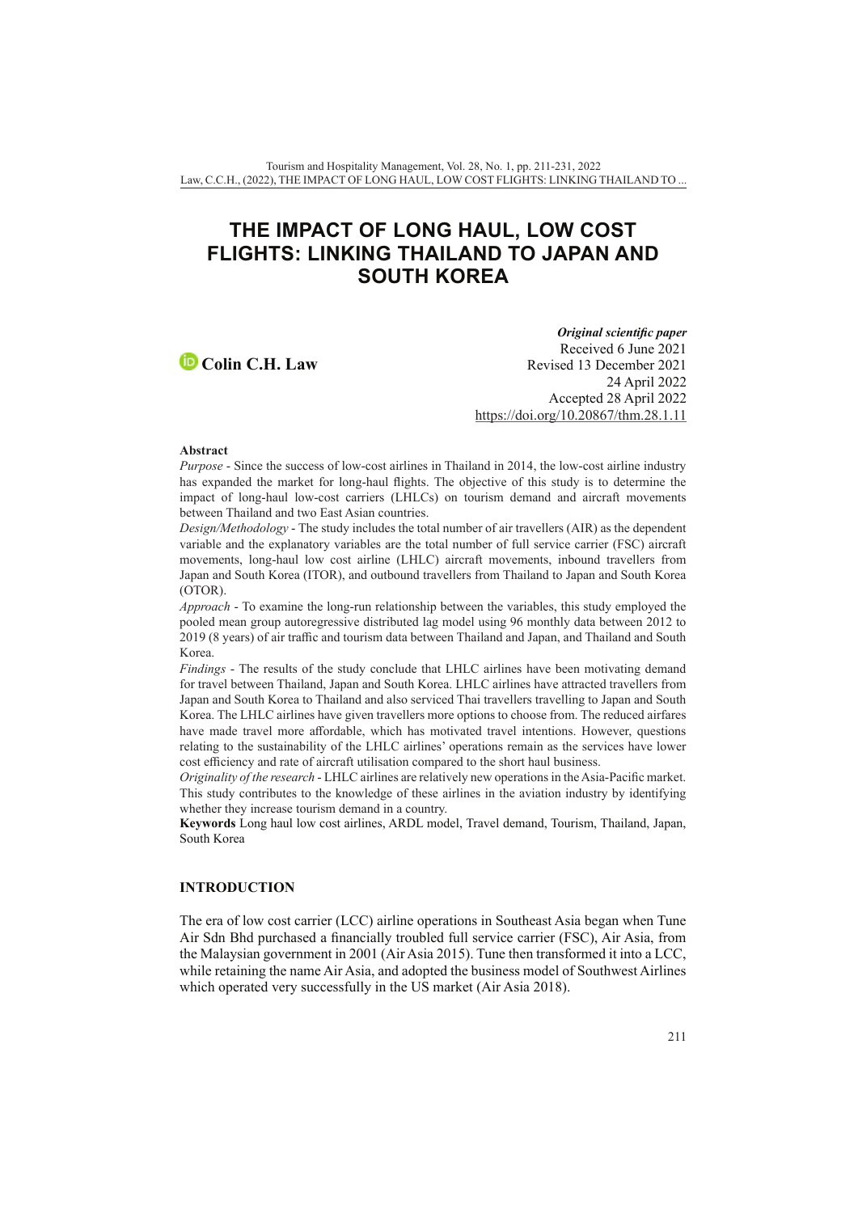# THE IMPACT OF LONG HAUL, LOW COST FLIGHTS: LINKING THAILAND TO JAPAN AND SOUTH KOREA

***Original scientific paper***
Received 6 June 2021
Revised 13 December 2021
24 April 2022
Accepted 28 April 2022
https://doi.org/10.20867/thm.28.1.11

**Colin C.H. Law**

**Abstract**

*Purpose* - Since the success of low-cost airlines in Thailand in 2014, the low-cost airline industry has expanded the market for long-haul flights. The objective of this study is to determine the impact of long-haul low-cost carriers (LHLCs) on tourism demand and aircraft movements between Thailand and two East Asian countries.

*Design/Methodology* - The study includes the total number of air travellers (AIR) as the dependent variable and the explanatory variables are the total number of full service carrier (FSC) aircraft movements, long-haul low cost airline (LHLC) aircraft movements, inbound travellers from Japan and South Korea (ITOR), and outbound travellers from Thailand to Japan and South Korea (OTOR).

*Approach* - To examine the long-run relationship between the variables, this study employed the pooled mean group autoregressive distributed lag model using 96 monthly data between 2012 to 2019 (8 years) of air traffic and tourism data between Thailand and Japan, and Thailand and South Korea.

*Findings* - The results of the study conclude that LHLC airlines have been motivating demand for travel between Thailand, Japan and South Korea. LHLC airlines have attracted travellers from Japan and South Korea to Thailand and also serviced Thai travellers travelling to Japan and South Korea. The LHLC airlines have given travellers more options to choose from. The reduced airfares have made travel more affordable, which has motivated travel intentions. However, questions relating to the sustainability of the LHLC airlines' operations remain as the services have lower cost efficiency and rate of aircraft utilisation compared to the short haul business.

*Originality of the research* - LHLC airlines are relatively new operations in the Asia-Pacific market. This study contributes to the knowledge of these airlines in the aviation industry by identifying whether they increase tourism demand in a country.

**Keywords** Long haul low cost airlines, ARDL model, Travel demand, Tourism, Thailand, Japan, South Korea

## INTRODUCTION

The era of low cost carrier (LCC) airline operations in Southeast Asia began when Tune Air Sdn Bhd purchased a financially troubled full service carrier (FSC), Air Asia, from the Malaysian government in 2001 (Air Asia 2015). Tune then transformed it into a LCC, while retaining the name Air Asia, and adopted the business model of Southwest Airlines which operated very successfully in the US market (Air Asia 2018).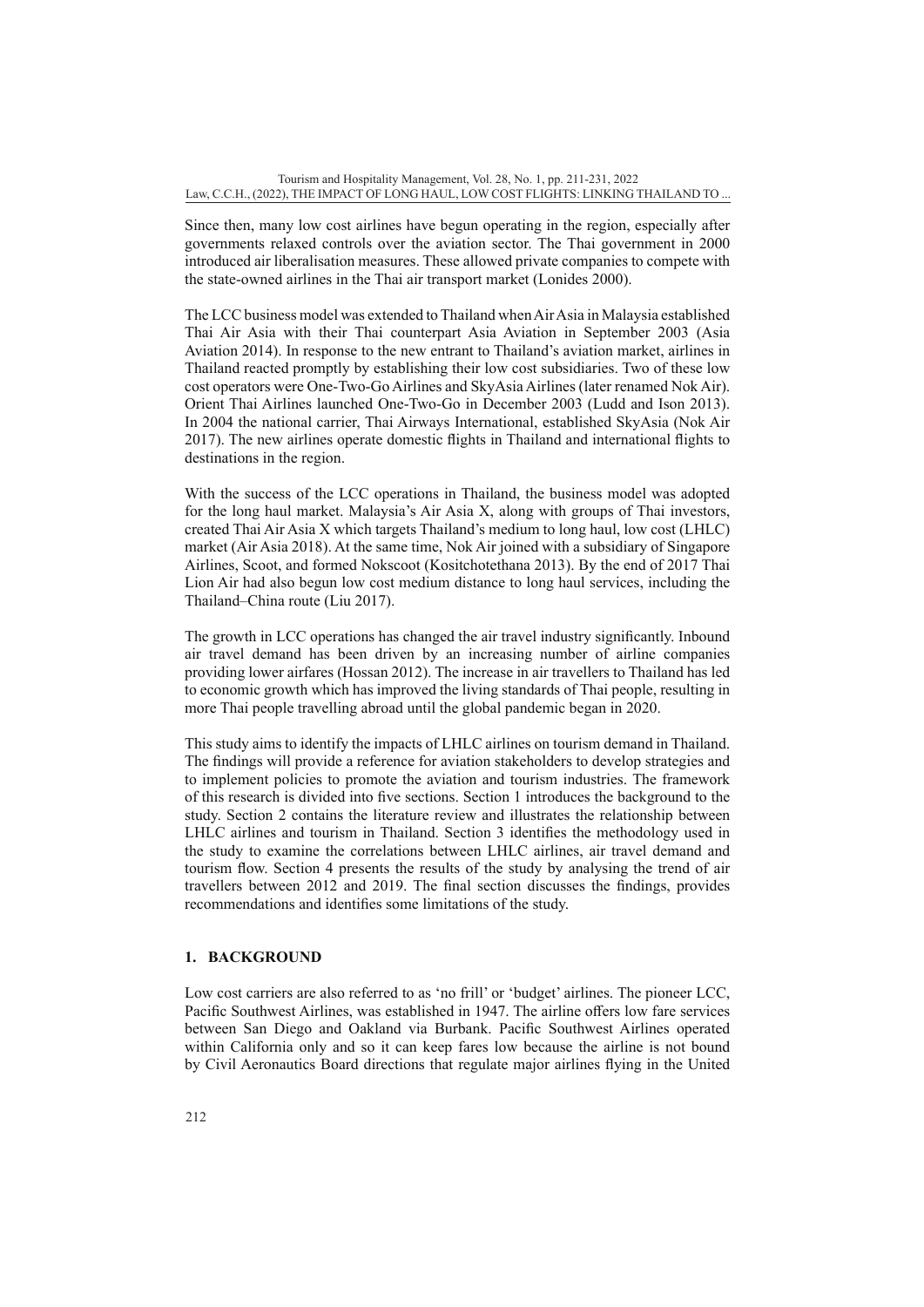Since then, many low cost airlines have begun operating in the region, especially after governments relaxed controls over the aviation sector. The Thai government in 2000 introduced air liberalisation measures. These allowed private companies to compete with the state-owned airlines in the Thai air transport market (Lonides 2000).

The LCC business model was extended to Thailand when Air Asia in Malaysia established Thai Air Asia with their Thai counterpart Asia Aviation in September 2003 (Asia Aviation 2014). In response to the new entrant to Thailand's aviation market, airlines in Thailand reacted promptly by establishing their low cost subsidiaries. Two of these low cost operators were One-Two-Go Airlines and SkyAsia Airlines (later renamed Nok Air). Orient Thai Airlines launched One-Two-Go in December 2003 (Ludd and Ison 2013). In 2004 the national carrier, Thai Airways International, established SkyAsia (Nok Air 2017). The new airlines operate domestic flights in Thailand and international flights to destinations in the region.

With the success of the LCC operations in Thailand, the business model was adopted for the long haul market. Malaysia's Air Asia X, along with groups of Thai investors, created Thai Air Asia X which targets Thailand's medium to long haul, low cost (LHLC) market (Air Asia 2018). At the same time, Nok Air joined with a subsidiary of Singapore Airlines, Scoot, and formed Nokscoot (Kositchotethana 2013). By the end of 2017 Thai Lion Air had also begun low cost medium distance to long haul services, including the Thailand–China route (Liu 2017).

The growth in LCC operations has changed the air travel industry significantly. Inbound air travel demand has been driven by an increasing number of airline companies providing lower airfares (Hossan 2012). The increase in air travellers to Thailand has led to economic growth which has improved the living standards of Thai people, resulting in more Thai people travelling abroad until the global pandemic began in 2020.

This study aims to identify the impacts of LHLC airlines on tourism demand in Thailand. The findings will provide a reference for aviation stakeholders to develop strategies and to implement policies to promote the aviation and tourism industries. The framework of this research is divided into five sections. Section 1 introduces the background to the study. Section 2 contains the literature review and illustrates the relationship between LHLC airlines and tourism in Thailand. Section 3 identifies the methodology used in the study to examine the correlations between LHLC airlines, air travel demand and tourism flow. Section 4 presents the results of the study by analysing the trend of air travellers between 2012 and 2019. The final section discusses the findings, provides recommendations and identifies some limitations of the study.

## 1. BACKGROUND

Low cost carriers are also referred to as 'no frill' or 'budget' airlines. The pioneer LCC, Pacific Southwest Airlines, was established in 1947. The airline offers low fare services between San Diego and Oakland via Burbank. Pacific Southwest Airlines operated within California only and so it can keep fares low because the airline is not bound by Civil Aeronautics Board directions that regulate major airlines flying in the United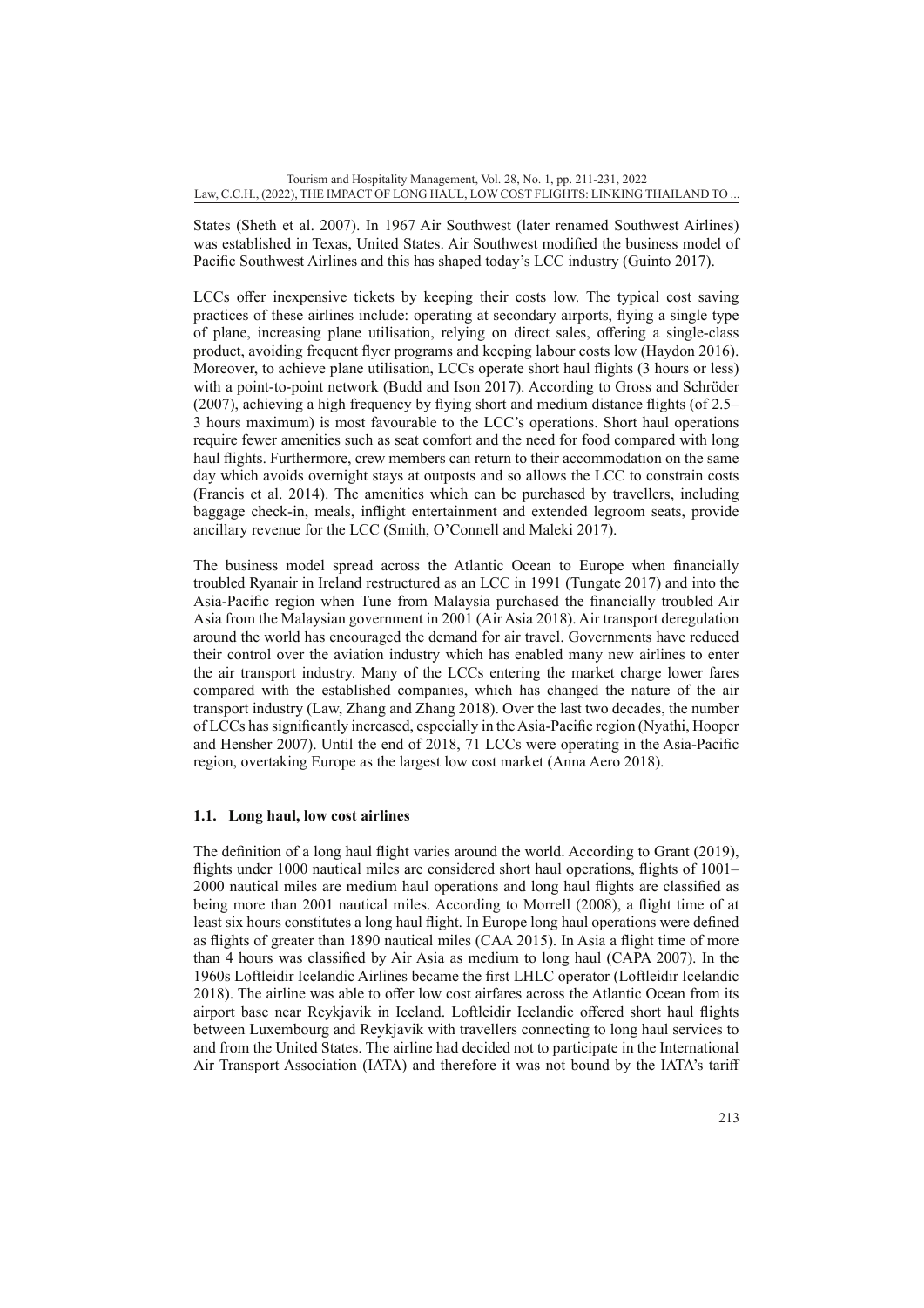States (Sheth et al. 2007). In 1967 Air Southwest (later renamed Southwest Airlines) was established in Texas, United States. Air Southwest modified the business model of Pacific Southwest Airlines and this has shaped today's LCC industry (Guinto 2017).

LCCs offer inexpensive tickets by keeping their costs low. The typical cost saving practices of these airlines include: operating at secondary airports, flying a single type of plane, increasing plane utilisation, relying on direct sales, offering a single-class product, avoiding frequent flyer programs and keeping labour costs low (Haydon 2016). Moreover, to achieve plane utilisation, LCCs operate short haul flights (3 hours or less) with a point-to-point network (Budd and Ison 2017). According to Gross and Schröder (2007), achieving a high frequency by flying short and medium distance flights (of 2.5–3 hours maximum) is most favourable to the LCC's operations. Short haul operations require fewer amenities such as seat comfort and the need for food compared with long haul flights. Furthermore, crew members can return to their accommodation on the same day which avoids overnight stays at outposts and so allows the LCC to constrain costs (Francis et al. 2014). The amenities which can be purchased by travellers, including baggage check-in, meals, inflight entertainment and extended legroom seats, provide ancillary revenue for the LCC (Smith, O'Connell and Maleki 2017).

The business model spread across the Atlantic Ocean to Europe when financially troubled Ryanair in Ireland restructured as an LCC in 1991 (Tungate 2017) and into the Asia-Pacific region when Tune from Malaysia purchased the financially troubled Air Asia from the Malaysian government in 2001 (Air Asia 2018). Air transport deregulation around the world has encouraged the demand for air travel. Governments have reduced their control over the aviation industry which has enabled many new airlines to enter the air transport industry. Many of the LCCs entering the market charge lower fares compared with the established companies, which has changed the nature of the air transport industry (Law, Zhang and Zhang 2018). Over the last two decades, the number of LCCs has significantly increased, especially in the Asia-Pacific region (Nyathi, Hooper and Hensher 2007). Until the end of 2018, 71 LCCs were operating in the Asia-Pacific region, overtaking Europe as the largest low cost market (Anna Aero 2018).

### 1.1. Long haul, low cost airlines

The definition of a long haul flight varies around the world. According to Grant (2019), flights under 1000 nautical miles are considered short haul operations, flights of 1001–2000 nautical miles are medium haul operations and long haul flights are classified as being more than 2001 nautical miles. According to Morrell (2008), a flight time of at least six hours constitutes a long haul flight. In Europe long haul operations were defined as flights of greater than 1890 nautical miles (CAA 2015). In Asia a flight time of more than 4 hours was classified by Air Asia as medium to long haul (CAPA 2007). In the 1960s Loftleidir Icelandic Airlines became the first LHLC operator (Loftleidir Icelandic 2018). The airline was able to offer low cost airfares across the Atlantic Ocean from its airport base near Reykjavik in Iceland. Loftleidir Icelandic offered short haul flights between Luxembourg and Reykjavik with travellers connecting to long haul services to and from the United States. The airline had decided not to participate in the International Air Transport Association (IATA) and therefore it was not bound by the IATA's tariff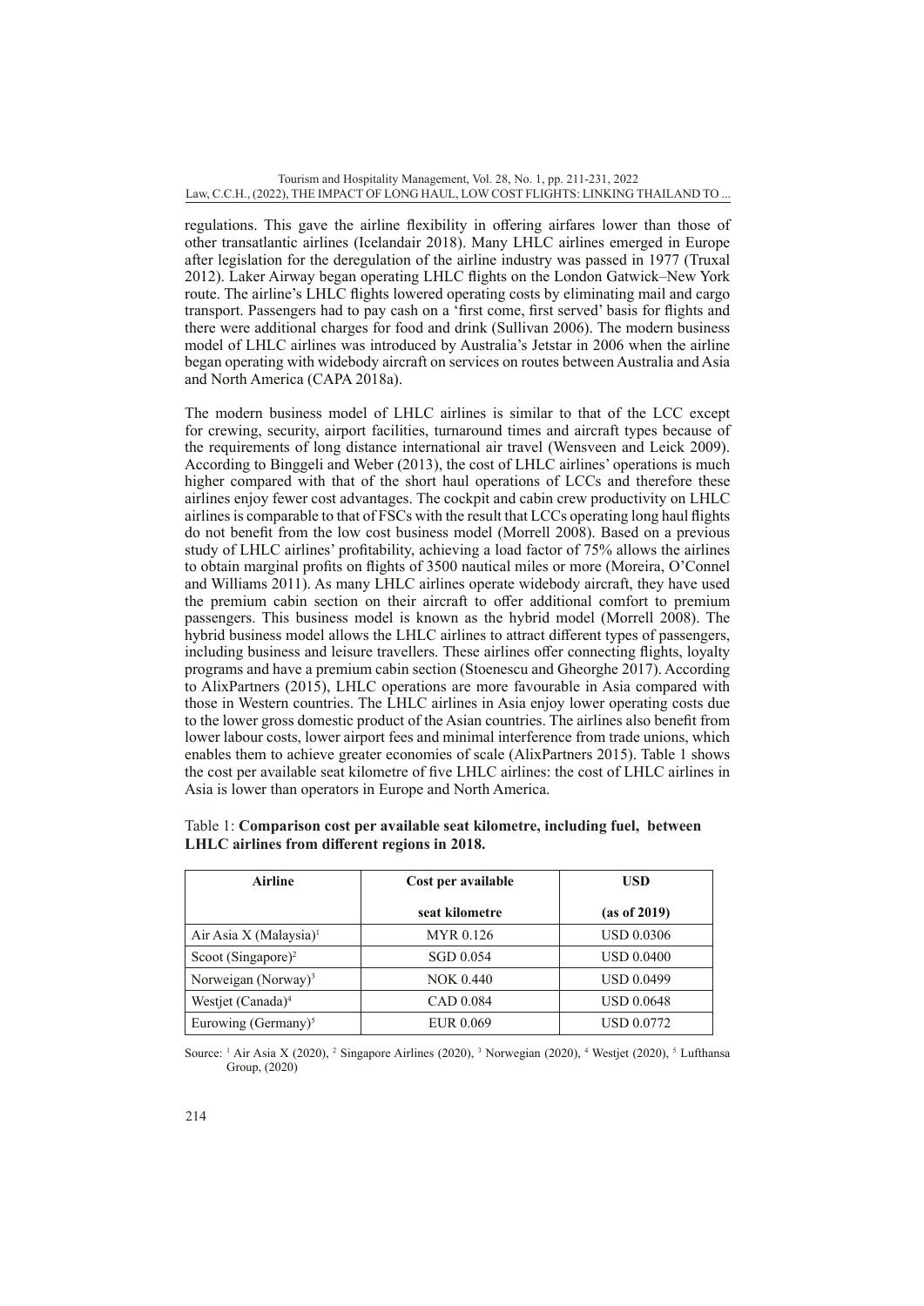regulations. This gave the airline flexibility in offering airfares lower than those of other transatlantic airlines (Icelandair 2018). Many LHLC airlines emerged in Europe after legislation for the deregulation of the airline industry was passed in 1977 (Truxal 2012). Laker Airway began operating LHLC flights on the London Gatwick–New York route. The airline's LHLC flights lowered operating costs by eliminating mail and cargo transport. Passengers had to pay cash on a 'first come, first served' basis for flights and there were additional charges for food and drink (Sullivan 2006). The modern business model of LHLC airlines was introduced by Australia's Jetstar in 2006 when the airline began operating with widebody aircraft on services on routes between Australia and Asia and North America (CAPA 2018a).

The modern business model of LHLC airlines is similar to that of the LCC except for crewing, security, airport facilities, turnaround times and aircraft types because of the requirements of long distance international air travel (Wensveen and Leick 2009). According to Binggeli and Weber (2013), the cost of LHLC airlines' operations is much higher compared with that of the short haul operations of LCCs and therefore these airlines enjoy fewer cost advantages. The cockpit and cabin crew productivity on LHLC airlines is comparable to that of FSCs with the result that LCCs operating long haul flights do not benefit from the low cost business model (Morrell 2008). Based on a previous study of LHLC airlines' profitability, achieving a load factor of 75% allows the airlines to obtain marginal profits on flights of 3500 nautical miles or more (Moreira, O'Connel and Williams 2011). As many LHLC airlines operate widebody aircraft, they have used the premium cabin section on their aircraft to offer additional comfort to premium passengers. This business model is known as the hybrid model (Morrell 2008). The hybrid business model allows the LHLC airlines to attract different types of passengers, including business and leisure travellers. These airlines offer connecting flights, loyalty programs and have a premium cabin section (Stoenescu and Gheorghe 2017). According to AlixPartners (2015), LHLC operations are more favourable in Asia compared with those in Western countries. The LHLC airlines in Asia enjoy lower operating costs due to the lower gross domestic product of the Asian countries. The airlines also benefit from lower labour costs, lower airport fees and minimal interference from trade unions, which enables them to achieve greater economies of scale (AlixPartners 2015). Table 1 shows the cost per available seat kilometre of five LHLC airlines: the cost of LHLC airlines in Asia is lower than operators in Europe and North America.

Table 1: **Comparison cost per available seat kilometre, including fuel, between LHLC airlines from different regions in 2018.**

| Airline | Cost per available seat kilometre | USD (as of 2019) |
|---|---|---|
| Air Asia X (Malaysia)[1] | MYR 0.126 | USD 0.0306 |
| Scoot (Singapore)[2] | SGD 0.054 | USD 0.0400 |
| Norweigan (Norway)[3] | NOK 0.440 | USD 0.0499 |
| Westjet (Canada)[4] | CAD 0.084 | USD 0.0648 |
| Eurowing (Germany)[5] | EUR 0.069 | USD 0.0772 |

Source: [1] Air Asia X (2020), [2] Singapore Airlines (2020), [3] Norwegian (2020), [4] Westjet (2020), [5] Lufthansa Group, (2020)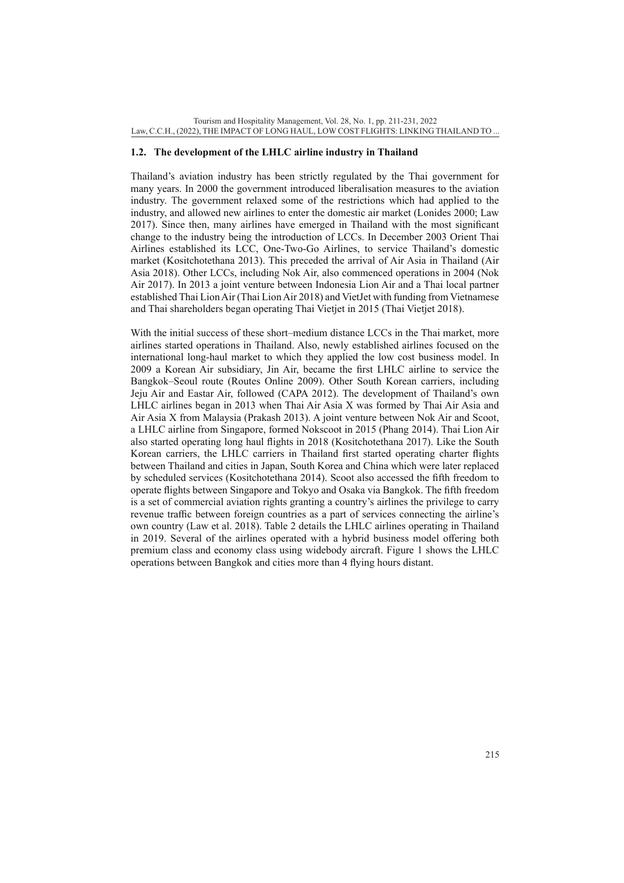### 1.2. The development of the LHLC airline industry in Thailand

Thailand's aviation industry has been strictly regulated by the Thai government for many years. In 2000 the government introduced liberalisation measures to the aviation industry. The government relaxed some of the restrictions which had applied to the industry, and allowed new airlines to enter the domestic air market (Lonides 2000; Law 2017). Since then, many airlines have emerged in Thailand with the most significant change to the industry being the introduction of LCCs. In December 2003 Orient Thai Airlines established its LCC, One-Two-Go Airlines, to service Thailand's domestic market (Kositchotethana 2013). This preceded the arrival of Air Asia in Thailand (Air Asia 2018). Other LCCs, including Nok Air, also commenced operations in 2004 (Nok Air 2017). In 2013 a joint venture between Indonesia Lion Air and a Thai local partner established Thai Lion Air (Thai Lion Air 2018) and VietJet with funding from Vietnamese and Thai shareholders began operating Thai Vietjet in 2015 (Thai Vietjet 2018).

With the initial success of these short–medium distance LCCs in the Thai market, more airlines started operations in Thailand. Also, newly established airlines focused on the international long-haul market to which they applied the low cost business model. In 2009 a Korean Air subsidiary, Jin Air, became the first LHLC airline to service the Bangkok–Seoul route (Routes Online 2009). Other South Korean carriers, including Jeju Air and Eastar Air, followed (CAPA 2012). The development of Thailand's own LHLC airlines began in 2013 when Thai Air Asia X was formed by Thai Air Asia and Air Asia X from Malaysia (Prakash 2013). A joint venture between Nok Air and Scoot, a LHLC airline from Singapore, formed Nokscoot in 2015 (Phang 2014). Thai Lion Air also started operating long haul flights in 2018 (Kositchotethana 2017). Like the South Korean carriers, the LHLC carriers in Thailand first started operating charter flights between Thailand and cities in Japan, South Korea and China which were later replaced by scheduled services (Kositchotethana 2014). Scoot also accessed the fifth freedom to operate flights between Singapore and Tokyo and Osaka via Bangkok. The fifth freedom is a set of commercial aviation rights granting a country's airlines the privilege to carry revenue traffic between foreign countries as a part of services connecting the airline's own country (Law et al. 2018). Table 2 details the LHLC airlines operating in Thailand in 2019. Several of the airlines operated with a hybrid business model offering both premium class and economy class using widebody aircraft. Figure 1 shows the LHLC operations between Bangkok and cities more than 4 flying hours distant.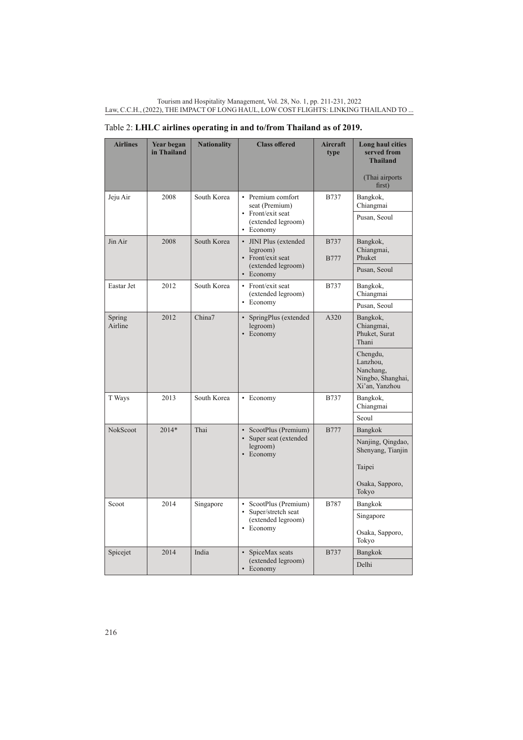Table 2: **LHLC airlines operating in and to/from Thailand as of 2019.**

| Airlines | Year began in Thailand | Nationality | Class offered | Aircraft type | Long haul cities served from Thailand (Thai airports first) |
|---|---|---|---|---|---|
| Jeju Air | 2008 | South Korea | • Premium comfort seat (Premium) • Front/exit seat (extended legroom) • Economy | B737 | Bangkok, Chiangmai |
| | | | | | Pusan, Seoul |
| Jin Air | 2008 | South Korea | • JINI Plus (extended legroom) • Front/exit seat (extended legroom) • Economy | B737 B777 | Bangkok, Chiangmai, Phuket |
| | | | | | Pusan, Seoul |
| Eastar Jet | 2012 | South Korea | • Front/exit seat (extended legroom) • Economy | B737 | Bangkok, Chiangmai |
| | | | | | Pusan, Seoul |
| Spring Airline | 2012 | China7 | • SpringPlus (extended legroom) • Economy | A320 | Bangkok, Chiangmai, Phuket, Surat Thani |
| | | | | | Chengdu, Lanzhou, Nanchang, Ningbo, Shanghai, Xi'an, Yanzhou |
| T Ways | 2013 | South Korea | • Economy | B737 | Bangkok, Chiangmai |
| | | | | | Seoul |
| NokScoot | 2014* | Thai | • ScootPlus (Premium) • Super seat (extended legroom) • Economy | B777 | Bangkok |
| | | | | | Nanjing, Qingdao, Shenyang, Tianjin Taipei Osaka, Sapporo, Tokyo |
| Scoot | 2014 | Singapore | • ScootPlus (Premium) • Super/stretch seat (extended legroom) • Economy | B787 | Bangkok |
| | | | | | Singapore Osaka, Sapporo, Tokyo |
| Spicejet | 2014 | India | • SpiceMax seats (extended legroom) • Economy | B737 | Bangkok |
| | | | | | Delhi |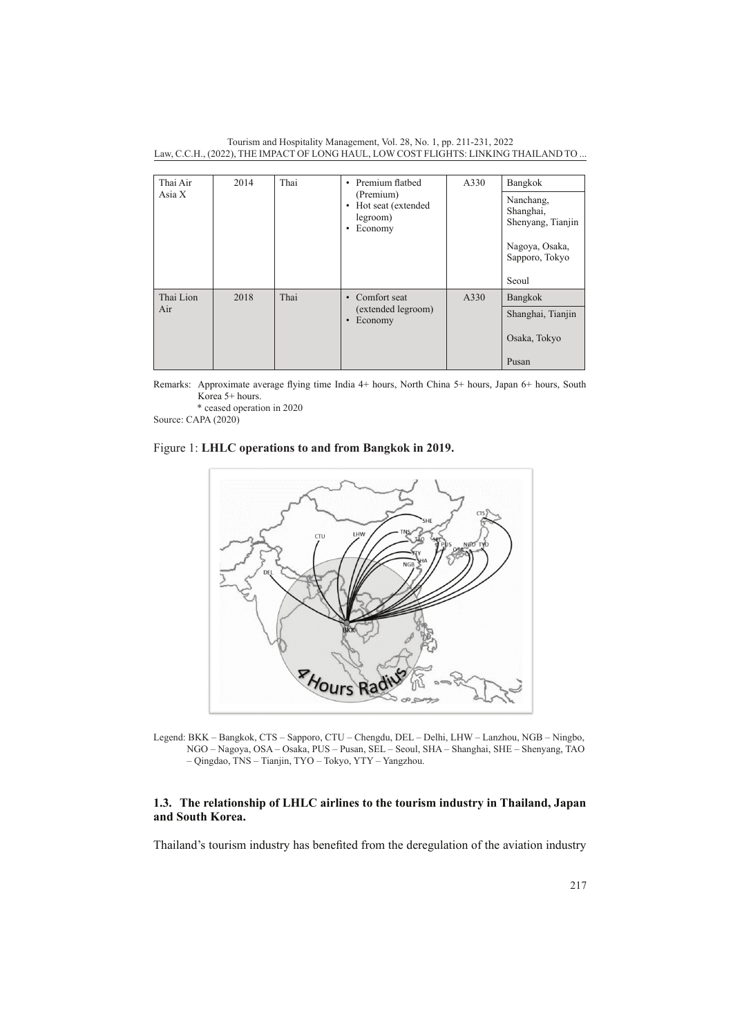| Thai Air Asia X | 2014 | Thai | • Premium flatbed (Premium)<br>• Hot seat (extended legroom)<br>• Economy | A330 | Bangkok |
|---|---|---|---|---|---|
| | | | | | Nanchang, Shanghai, Shenyang, Tianjin<br><br>Nagoya, Osaka, Sapporo, Tokyo<br><br>Seoul |
| Thai Lion Air | 2018 | Thai | • Comfort seat (extended legroom)<br>• Economy | A330 | Bangkok |
| | | | | | Shanghai, Tianjin<br><br>Osaka, Tokyo<br><br>Pusan |

Remarks: Approximate average flying time India 4+ hours, North China 5+ hours, Japan 6+ hours, South Korea 5+ hours.
\* ceased operation in 2020

Source: CAPA (2020)

Figure 1: **LHLC operations to and from Bangkok in 2019.**

Legend: BKK – Bangkok, CTS – Sapporo, CTU – Chengdu, DEL – Delhi, LHW – Lanzhou, NGB – Ningbo, NGO – Nagoya, OSA – Osaka, PUS – Pusan, SEL – Seoul, SHA – Shanghai, SHE – Shenyang, TAO – Qingdao, TNS – Tianjin, TYO – Tokyo, YTY – Yangzhou.

### 1.3. The relationship of LHLC airlines to the tourism industry in Thailand, Japan and South Korea.

Thailand's tourism industry has benefited from the deregulation of the aviation industry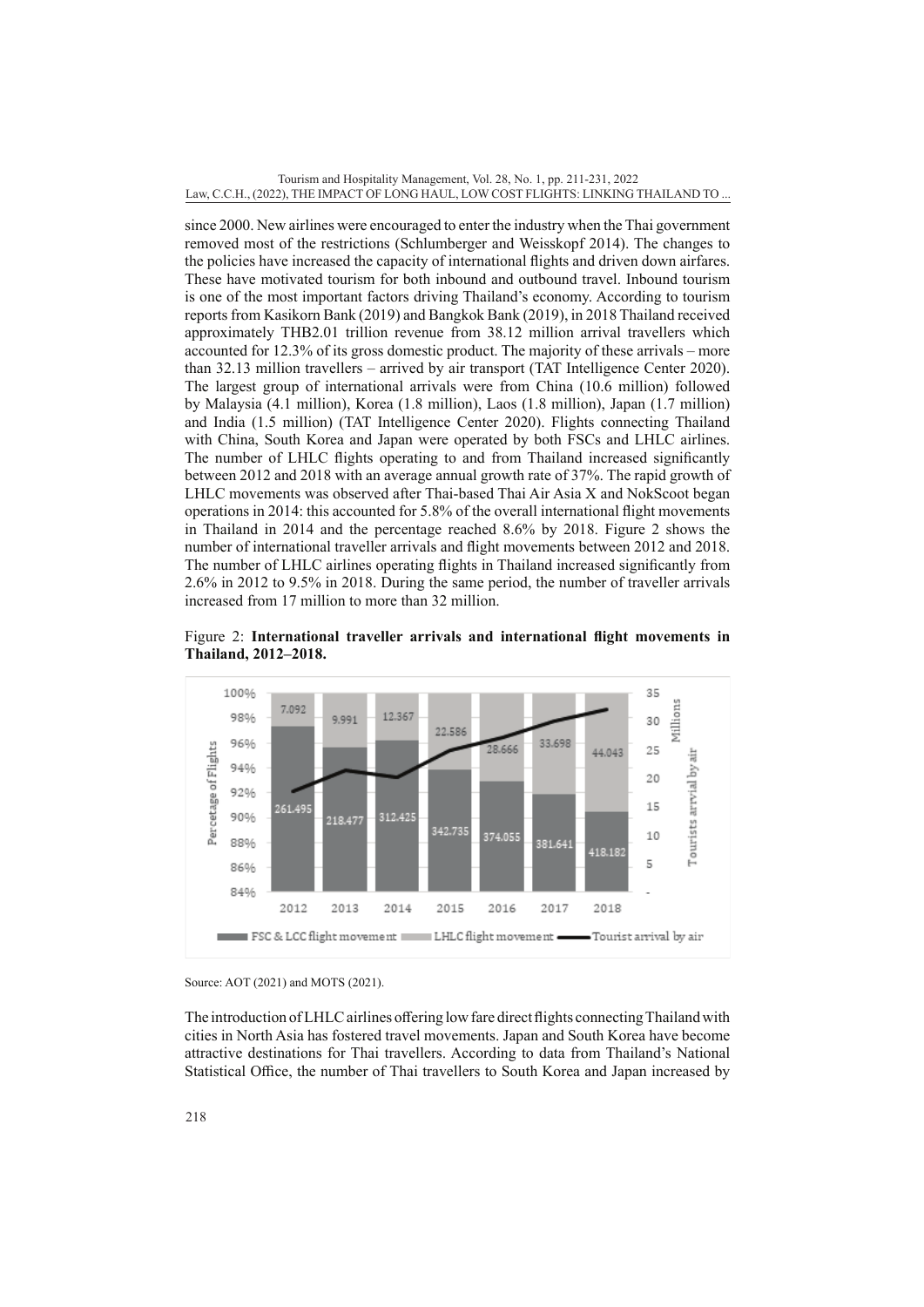since 2000. New airlines were encouraged to enter the industry when the Thai government removed most of the restrictions (Schlumberger and Weisskopf 2014). The changes to the policies have increased the capacity of international flights and driven down airfares. These have motivated tourism for both inbound and outbound travel. Inbound tourism is one of the most important factors driving Thailand's economy. According to tourism reports from Kasikorn Bank (2019) and Bangkok Bank (2019), in 2018 Thailand received approximately THB2.01 trillion revenue from 38.12 million arrival travellers which accounted for 12.3% of its gross domestic product. The majority of these arrivals – more than 32.13 million travellers – arrived by air transport (TAT Intelligence Center 2020). The largest group of international arrivals were from China (10.6 million) followed by Malaysia (4.1 million), Korea (1.8 million), Laos (1.8 million), Japan (1.7 million) and India (1.5 million) (TAT Intelligence Center 2020). Flights connecting Thailand with China, South Korea and Japan were operated by both FSCs and LHLC airlines. The number of LHLC flights operating to and from Thailand increased significantly between 2012 and 2018 with an average annual growth rate of 37%. The rapid growth of LHLC movements was observed after Thai-based Thai Air Asia X and NokScoot began operations in 2014: this accounted for 5.8% of the overall international flight movements in Thailand in 2014 and the percentage reached 8.6% by 2018. Figure 2 shows the number of international traveller arrivals and flight movements between 2012 and 2018. The number of LHLC airlines operating flights in Thailand increased significantly from 2.6% in 2012 to 9.5% in 2018. During the same period, the number of traveller arrivals increased from 17 million to more than 32 million.

Figure 2: **International traveller arrivals and international flight movements in Thailand, 2012–2018.**

| Year | FSC & LCC flight movement | LHLC flight movement |
|---|---|---|
| 2012 | 261.495 | 7.092 |
| 2013 | 218.477 | 9.991 |
| 2014 | 312.425 | 12.367 |
| 2015 | 342.735 | 22.586 |
| 2016 | 374.055 | 28.666 |
| 2017 | 381.641 | 33.698 |
| 2018 | 418.182 | 44.043 |

Source: AOT (2021) and MOTS (2021).

The introduction of LHLC airlines offering low fare direct flights connecting Thailand with cities in North Asia has fostered travel movements. Japan and South Korea have become attractive destinations for Thai travellers. According to data from Thailand's National Statistical Office, the number of Thai travellers to South Korea and Japan increased by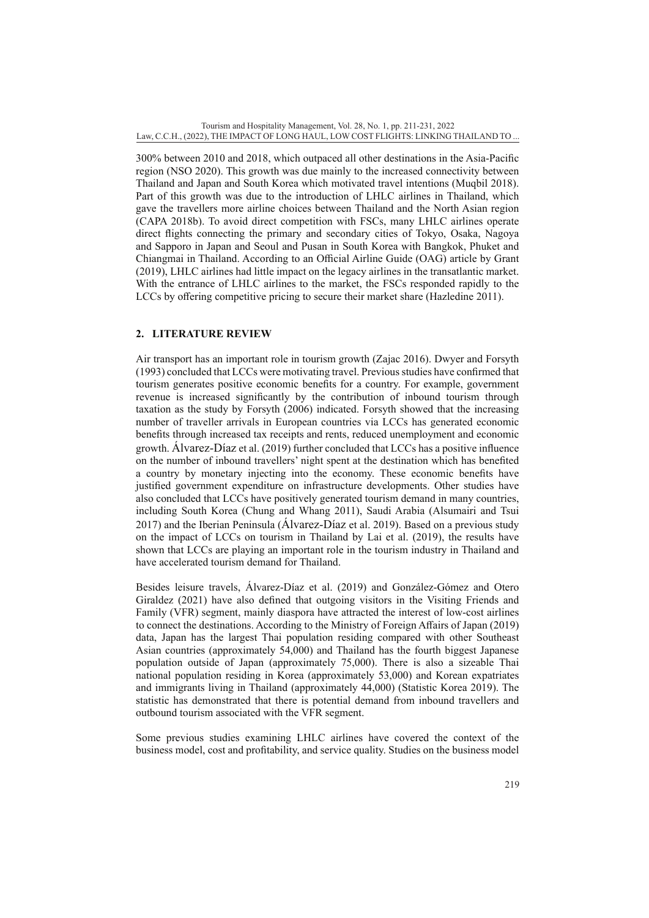300% between 2010 and 2018, which outpaced all other destinations in the Asia-Pacific region (NSO 2020). This growth was due mainly to the increased connectivity between Thailand and Japan and South Korea which motivated travel intentions (Muqbil 2018). Part of this growth was due to the introduction of LHLC airlines in Thailand, which gave the travellers more airline choices between Thailand and the North Asian region (CAPA 2018b). To avoid direct competition with FSCs, many LHLC airlines operate direct flights connecting the primary and secondary cities of Tokyo, Osaka, Nagoya and Sapporo in Japan and Seoul and Pusan in South Korea with Bangkok, Phuket and Chiangmai in Thailand. According to an Official Airline Guide (OAG) article by Grant (2019), LHLC airlines had little impact on the legacy airlines in the transatlantic market. With the entrance of LHLC airlines to the market, the FSCs responded rapidly to the LCCs by offering competitive pricing to secure their market share (Hazledine 2011).

## 2. LITERATURE REVIEW

Air transport has an important role in tourism growth (Zajac 2016). Dwyer and Forsyth (1993) concluded that LCCs were motivating travel. Previous studies have confirmed that tourism generates positive economic benefits for a country. For example, government revenue is increased significantly by the contribution of inbound tourism through taxation as the study by Forsyth (2006) indicated. Forsyth showed that the increasing number of traveller arrivals in European countries via LCCs has generated economic benefits through increased tax receipts and rents, reduced unemployment and economic growth. Álvarez-Díaz et al. (2019) further concluded that LCCs has a positive influence on the number of inbound travellers' night spent at the destination which has benefited a country by monetary injecting into the economy. These economic benefits have justified government expenditure on infrastructure developments. Other studies have also concluded that LCCs have positively generated tourism demand in many countries, including South Korea (Chung and Whang 2011), Saudi Arabia (Alsumairi and Tsui 2017) and the Iberian Peninsula (Álvarez-Díaz et al. 2019). Based on a previous study on the impact of LCCs on tourism in Thailand by Lai et al. (2019), the results have shown that LCCs are playing an important role in the tourism industry in Thailand and have accelerated tourism demand for Thailand.

Besides leisure travels, Álvarez-Díaz et al. (2019) and González-Gómez and Otero Giraldez (2021) have also defined that outgoing visitors in the Visiting Friends and Family (VFR) segment, mainly diaspora have attracted the interest of low-cost airlines to connect the destinations. According to the Ministry of Foreign Affairs of Japan (2019) data, Japan has the largest Thai population residing compared with other Southeast Asian countries (approximately 54,000) and Thailand has the fourth biggest Japanese population outside of Japan (approximately 75,000). There is also a sizeable Thai national population residing in Korea (approximately 53,000) and Korean expatriates and immigrants living in Thailand (approximately 44,000) (Statistic Korea 2019). The statistic has demonstrated that there is potential demand from inbound travellers and outbound tourism associated with the VFR segment.

Some previous studies examining LHLC airlines have covered the context of the business model, cost and profitability, and service quality. Studies on the business model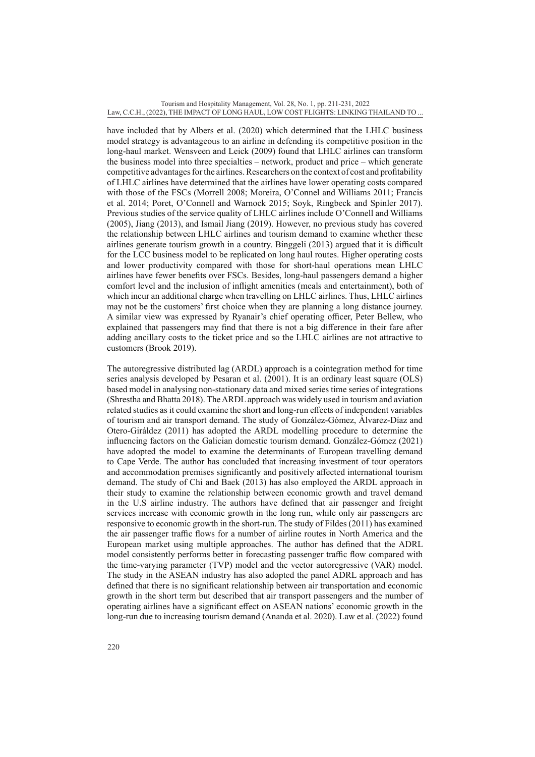have included that by Albers et al. (2020) which determined that the LHLC business model strategy is advantageous to an airline in defending its competitive position in the long-haul market. Wensveen and Leick (2009) found that LHLC airlines can transform the business model into three specialties – network, product and price – which generate competitive advantages for the airlines. Researchers on the context of cost and profitability of LHLC airlines have determined that the airlines have lower operating costs compared with those of the FSCs (Morrell 2008; Moreira, O'Connel and Williams 2011; Francis et al. 2014; Poret, O'Connell and Warnock 2015; Soyk, Ringbeck and Spinler 2017). Previous studies of the service quality of LHLC airlines include O'Connell and Williams (2005), Jiang (2013), and Ismail Jiang (2019). However, no previous study has covered the relationship between LHLC airlines and tourism demand to examine whether these airlines generate tourism growth in a country. Binggeli (2013) argued that it is difficult for the LCC business model to be replicated on long haul routes. Higher operating costs and lower productivity compared with those for short-haul operations mean LHLC airlines have fewer benefits over FSCs. Besides, long-haul passengers demand a higher comfort level and the inclusion of inflight amenities (meals and entertainment), both of which incur an additional charge when travelling on LHLC airlines. Thus, LHLC airlines may not be the customers' first choice when they are planning a long distance journey. A similar view was expressed by Ryanair's chief operating officer, Peter Bellew, who explained that passengers may find that there is not a big difference in their fare after adding ancillary costs to the ticket price and so the LHLC airlines are not attractive to customers (Brook 2019).

The autoregressive distributed lag (ARDL) approach is a cointegration method for time series analysis developed by Pesaran et al. (2001). It is an ordinary least square (OLS) based model in analysing non-stationary data and mixed series time series of integrations (Shrestha and Bhatta 2018). The ARDL approach was widely used in tourism and aviation related studies as it could examine the short and long-run effects of independent variables of tourism and air transport demand. The study of González-Gómez, Álvarez-Díaz and Otero-Giráldez (2011) has adopted the ARDL modelling procedure to determine the influencing factors on the Galician domestic tourism demand. González-Gómez (2021) have adopted the model to examine the determinants of European travelling demand to Cape Verde. The author has concluded that increasing investment of tour operators and accommodation premises significantly and positively affected international tourism demand. The study of Chi and Baek (2013) has also employed the ARDL approach in their study to examine the relationship between economic growth and travel demand in the U.S airline industry. The authors have defined that air passenger and freight services increase with economic growth in the long run, while only air passengers are responsive to economic growth in the short-run. The study of Fildes (2011) has examined the air passenger traffic flows for a number of airline routes in North America and the European market using multiple approaches. The author has defined that the ADRL model consistently performs better in forecasting passenger traffic flow compared with the time-varying parameter (TVP) model and the vector autoregressive (VAR) model. The study in the ASEAN industry has also adopted the panel ADRL approach and has defined that there is no significant relationship between air transportation and economic growth in the short term but described that air transport passengers and the number of operating airlines have a significant effect on ASEAN nations' economic growth in the long-run due to increasing tourism demand (Ananda et al. 2020). Law et al. (2022) found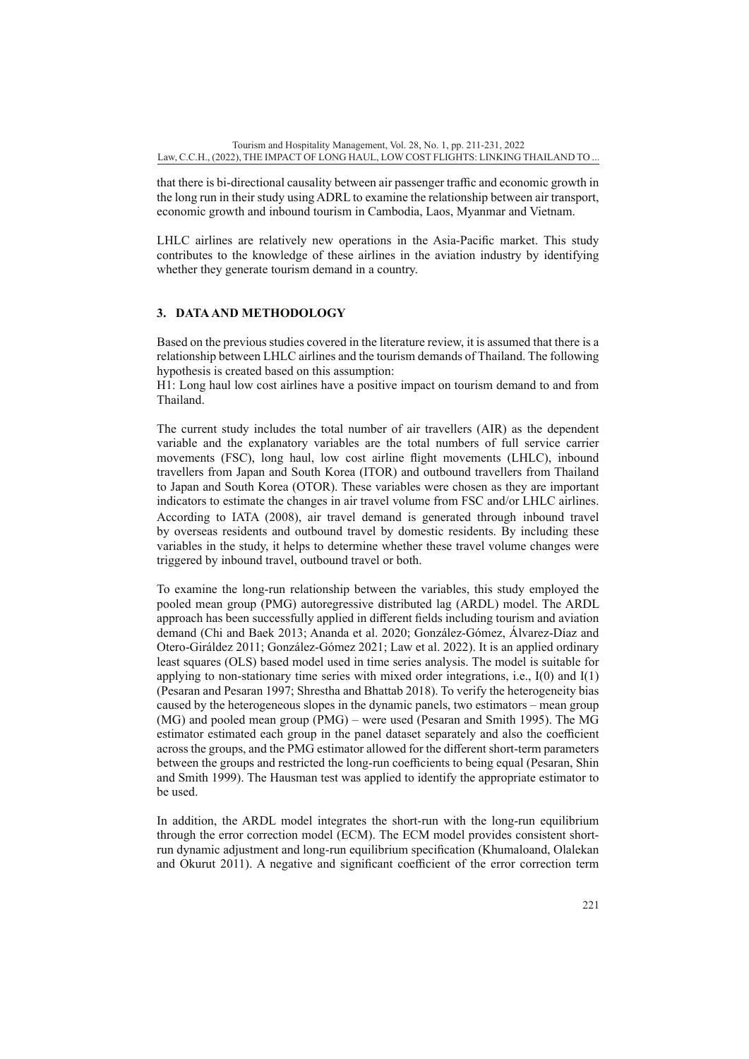that there is bi-directional causality between air passenger traffic and economic growth in the long run in their study using ADRL to examine the relationship between air transport, economic growth and inbound tourism in Cambodia, Laos, Myanmar and Vietnam.

LHLC airlines are relatively new operations in the Asia-Pacific market. This study contributes to the knowledge of these airlines in the aviation industry by identifying whether they generate tourism demand in a country.

## 3. DATA AND METHODOLOGY

Based on the previous studies covered in the literature review, it is assumed that there is a relationship between LHLC airlines and the tourism demands of Thailand. The following hypothesis is created based on this assumption:

H1: Long haul low cost airlines have a positive impact on tourism demand to and from Thailand.

The current study includes the total number of air travellers (AIR) as the dependent variable and the explanatory variables are the total numbers of full service carrier movements (FSC), long haul, low cost airline flight movements (LHLC), inbound travellers from Japan and South Korea (ITOR) and outbound travellers from Thailand to Japan and South Korea (OTOR). These variables were chosen as they are important indicators to estimate the changes in air travel volume from FSC and/or LHLC airlines. According to IATA (2008), air travel demand is generated through inbound travel by overseas residents and outbound travel by domestic residents. By including these variables in the study, it helps to determine whether these travel volume changes were triggered by inbound travel, outbound travel or both.

To examine the long-run relationship between the variables, this study employed the pooled mean group (PMG) autoregressive distributed lag (ARDL) model. The ARDL approach has been successfully applied in different fields including tourism and aviation demand (Chi and Baek 2013; Ananda et al. 2020; González-Gómez, Álvarez-Díaz and Otero-Giráldez 2011; González-Gómez 2021; Law et al. 2022). It is an applied ordinary least squares (OLS) based model used in time series analysis. The model is suitable for applying to non-stationary time series with mixed order integrations, i.e., I(0) and I(1) (Pesaran and Pesaran 1997; Shrestha and Bhattab 2018). To verify the heterogeneity bias caused by the heterogeneous slopes in the dynamic panels, two estimators – mean group (MG) and pooled mean group (PMG) – were used (Pesaran and Smith 1995). The MG estimator estimated each group in the panel dataset separately and also the coefficient across the groups, and the PMG estimator allowed for the different short-term parameters between the groups and restricted the long-run coefficients to being equal (Pesaran, Shin and Smith 1999). The Hausman test was applied to identify the appropriate estimator to be used.

In addition, the ARDL model integrates the short-run with the long-run equilibrium through the error correction model (ECM). The ECM model provides consistent short-run dynamic adjustment and long-run equilibrium specification (Khumaloand, Olalekan and Okurut 2011). A negative and significant coefficient of the error correction term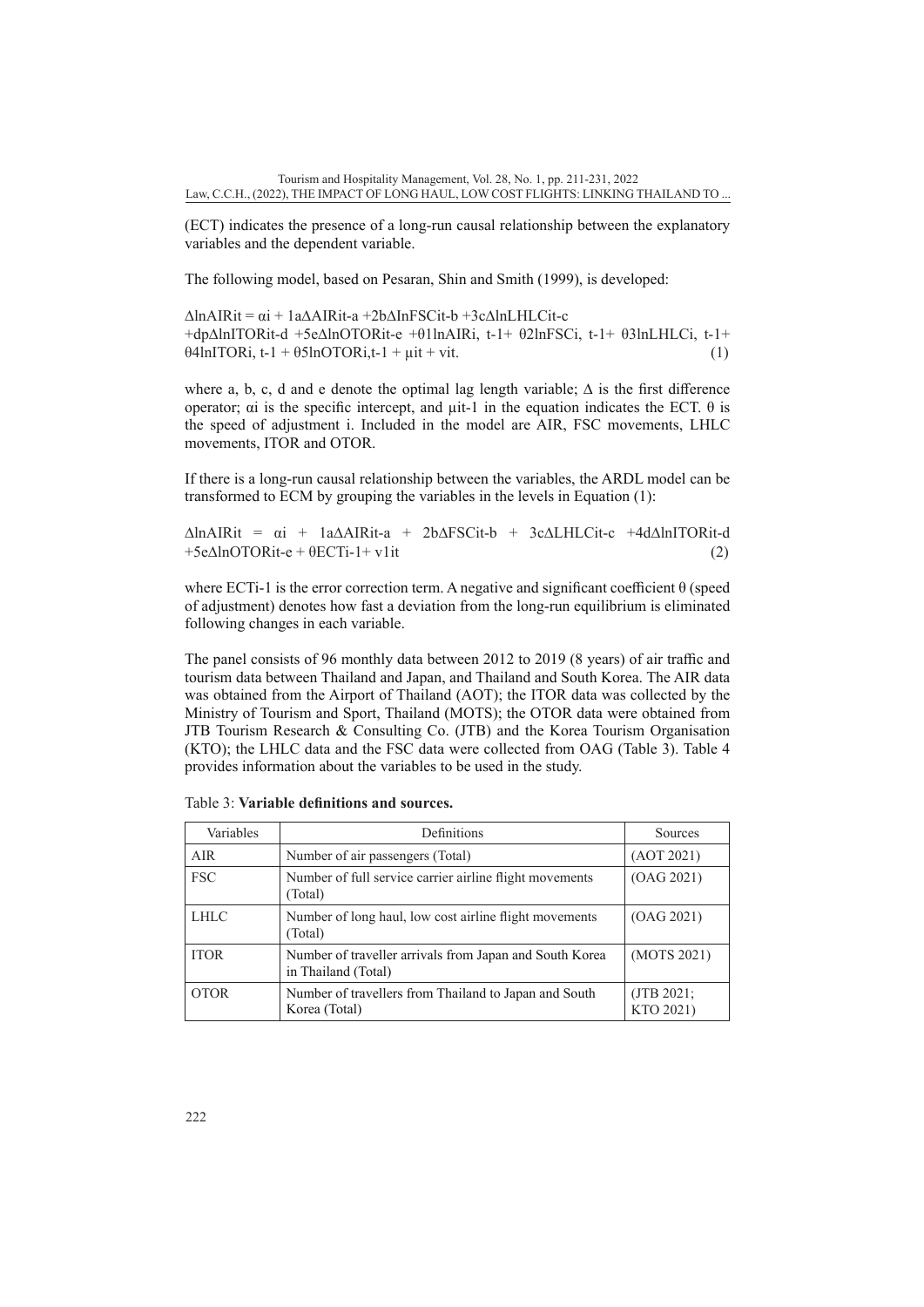(ECT) indicates the presence of a long-run causal relationship between the explanatory variables and the dependent variable.

The following model, based on Pesaran, Shin and Smith (1999), is developed:

$$\Delta lnAIRit = \alpha i + 1a\Delta AIRit\text{-}a + 2b\Delta InFSCit\text{-}b + 3c\Delta lnLHLCit\text{-}c + dp\Delta lnITORit\text{-}d + 5e\Delta lnOTORit\text{-}e + \theta 1lnAIRi,\ t\text{-}1 + \theta 2lnFSCi,\ t\text{-}1 + \theta 3lnLHLCi,\ t\text{-}1 + \theta 4lnITORi,\ t\text{-}1 + \theta 5lnOTORi,t\text{-}1 + \mu it + vit. \quad (1)$$

where a, b, c, d and e denote the optimal lag length variable; $\Delta$ is the first difference operator; $\alpha$i is the specific intercept, and $\mu$it-1 in the equation indicates the ECT. $\theta$ is the speed of adjustment i. Included in the model are AIR, FSC movements, LHLC movements, ITOR and OTOR.

If there is a long-run causal relationship between the variables, the ARDL model can be transformed to ECM by grouping the variables in the levels in Equation (1):

$$\Delta lnAIRit = \alpha i + 1a\Delta AIRit\text{-}a + 2b\Delta FSCit\text{-}b + 3c\Delta LHLCit\text{-}c + 4d\Delta lnITORit\text{-}d + 5e\Delta lnOTORit\text{-}e + \theta ECTi\text{-}1 + v1it \quad (2)$$

where ECTi-1 is the error correction term. A negative and significant coefficient $\theta$ (speed of adjustment) denotes how fast a deviation from the long-run equilibrium is eliminated following changes in each variable.

The panel consists of 96 monthly data between 2012 to 2019 (8 years) of air traffic and tourism data between Thailand and Japan, and Thailand and South Korea. The AIR data was obtained from the Airport of Thailand (AOT); the ITOR data was collected by the Ministry of Tourism and Sport, Thailand (MOTS); the OTOR data were obtained from JTB Tourism Research & Consulting Co. (JTB) and the Korea Tourism Organisation (KTO); the LHLC data and the FSC data were collected from OAG (Table 3). Table 4 provides information about the variables to be used in the study.

Table 3: **Variable definitions and sources.**

| Variables | Definitions | Sources |
|---|---|---|
| AIR | Number of air passengers (Total) | (AOT 2021) |
| FSC | Number of full service carrier airline flight movements (Total) | (OAG 2021) |
| LHLC | Number of long haul, low cost airline flight movements (Total) | (OAG 2021) |
| ITOR | Number of traveller arrivals from Japan and South Korea in Thailand (Total) | (MOTS 2021) |
| OTOR | Number of travellers from Thailand to Japan and South Korea (Total) | (JTB 2021; KTO 2021) |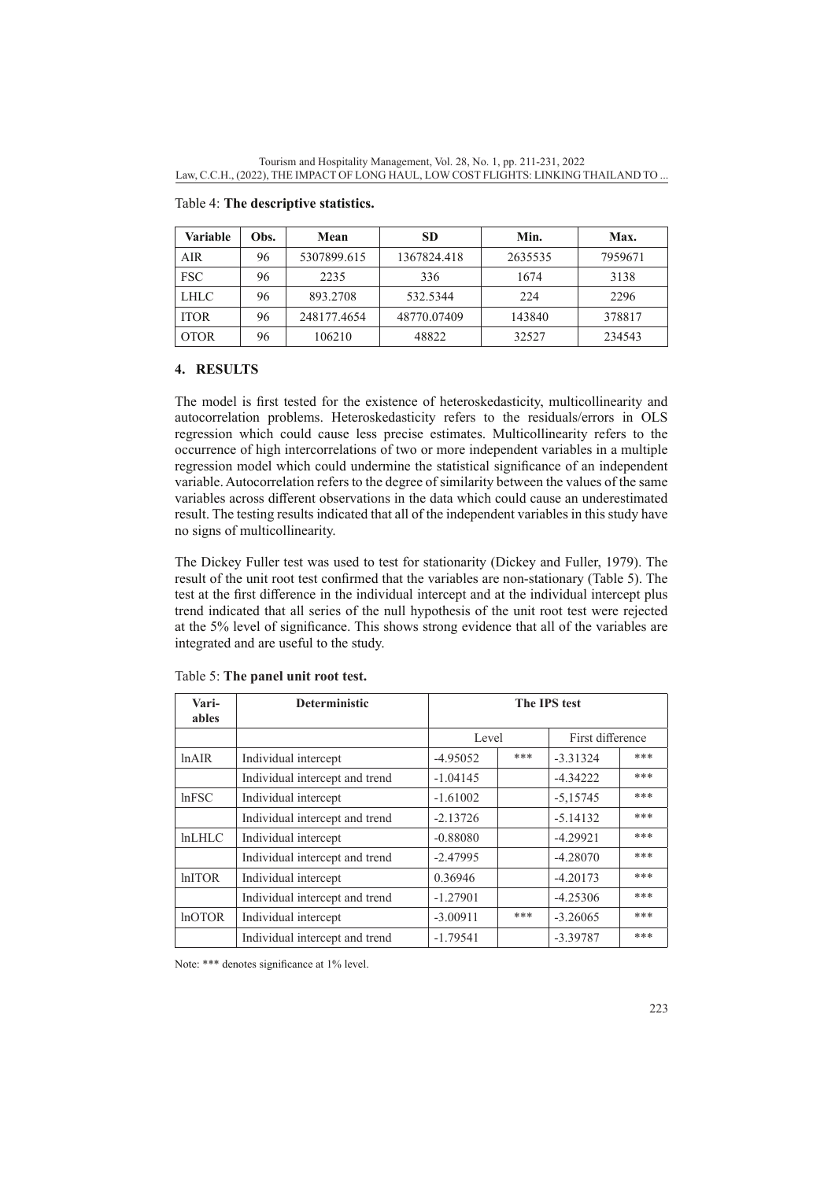Table 4: **The descriptive statistics.**

| Variable | Obs. | Mean | SD | Min. | Max. |
|---|---|---|---|---|---|
| AIR | 96 | 5307899.615 | 1367824.418 | 2635535 | 7959671 |
| FSC | 96 | 2235 | 336 | 1674 | 3138 |
| LHLC | 96 | 893.2708 | 532.5344 | 224 | 2296 |
| ITOR | 96 | 248177.4654 | 48770.07409 | 143840 | 378817 |
| OTOR | 96 | 106210 | 48822 | 32527 | 234543 |

## 4. RESULTS

The model is first tested for the existence of heteroskedasticity, multicollinearity and autocorrelation problems. Heteroskedasticity refers to the residuals/errors in OLS regression which could cause less precise estimates. Multicollinearity refers to the occurrence of high intercorrelations of two or more independent variables in a multiple regression model which could undermine the statistical significance of an independent variable. Autocorrelation refers to the degree of similarity between the values of the same variables across different observations in the data which could cause an underestimated result. The testing results indicated that all of the independent variables in this study have no signs of multicollinearity.

The Dickey Fuller test was used to test for stationarity (Dickey and Fuller, 1979). The result of the unit root test confirmed that the variables are non-stationary (Table 5). The test at the first difference in the individual intercept and at the individual intercept plus trend indicated that all series of the null hypothesis of the unit root test were rejected at the 5% level of significance. This shows strong evidence that all of the variables are integrated and are useful to the study.

Table 5: **The panel unit root test.**

| Variables | Deterministic | The IPS test | | | |
|---|---|---|---|---|---|
| | | Level | | First difference | |
| lnAIR | Individual intercept | -4.95052 | *** | -3.31324 | *** |
| | Individual intercept and trend | -1.04145 | | -4.34222 | *** |
| lnFSC | Individual intercept | -1.61002 | | -5,15745 | *** |
| | Individual intercept and trend | -2.13726 | | -5.14132 | *** |
| lnLHLC | Individual intercept | -0.88080 | | -4.29921 | *** |
| | Individual intercept and trend | -2.47995 | | -4.28070 | *** |
| lnITOR | Individual intercept | 0.36946 | | -4.20173 | *** |
| | Individual intercept and trend | -1.27901 | | -4.25306 | *** |
| lnOTOR | Individual intercept | -3.00911 | *** | -3.26065 | *** |
| | Individual intercept and trend | -1.79541 | | -3.39787 | *** |

Note: *** denotes significance at 1% level.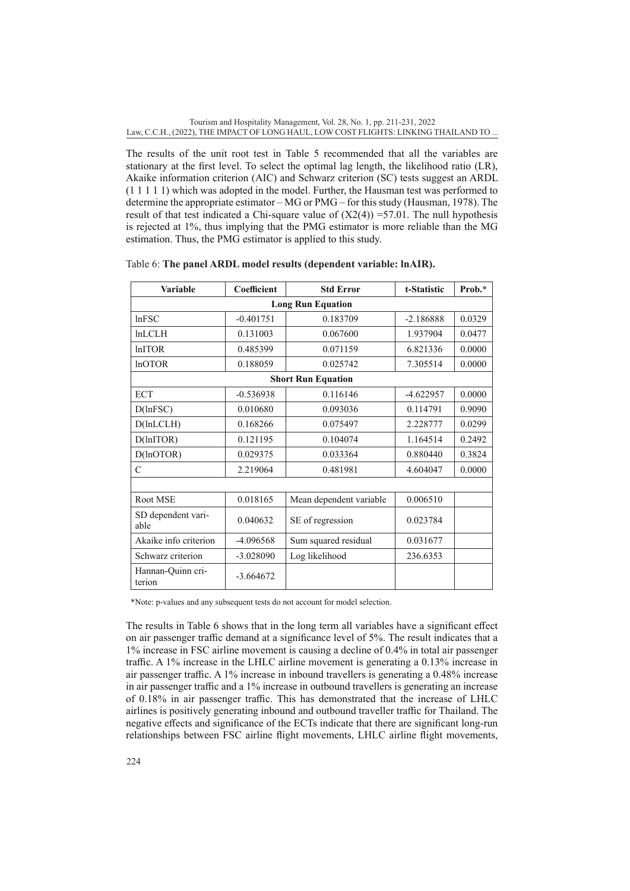The results of the unit root test in Table 5 recommended that all the variables are stationary at the first level. To select the optimal lag length, the likelihood ratio (LR), Akaike information criterion (AIC) and Schwarz criterion (SC) tests suggest an ARDL (1 1 1 1 1) which was adopted in the model. Further, the Hausman test was performed to determine the appropriate estimator – MG or PMG – for this study (Hausman, 1978). The result of that test indicated a Chi-square value of $(X2(4)) = 57.01$. The null hypothesis is rejected at 1%, thus implying that the PMG estimator is more reliable than the MG estimation. Thus, the PMG estimator is applied to this study.

Table 6: **The panel ARDL model results (dependent variable: lnAIR).**

| Variable | Coefficient | Std Error | t-Statistic | Prob.* |
|---|---|---|---|---|
| **Long Run Equation** | | | | |
| lnFSC | -0.401751 | 0.183709 | -2.186888 | 0.0329 |
| lnLCLH | 0.131003 | 0.067600 | 1.937904 | 0.0477 |
| lnITOR | 0.485399 | 0.071159 | 6.821336 | 0.0000 |
| lnOTOR | 0.188059 | 0.025742 | 7.305514 | 0.0000 |
| **Short Run Equation** | | | | |
| ECT | -0.536938 | 0.116146 | -4.622957 | 0.0000 |
| D(lnFSC) | 0.010680 | 0.093036 | 0.114791 | 0.9090 |
| D(lnLCLH) | 0.168266 | 0.075497 | 2.228777 | 0.0299 |
| D(lnITOR) | 0.121195 | 0.104074 | 1.164514 | 0.2492 |
| D(lnOTOR) | 0.029375 | 0.033364 | 0.880440 | 0.3824 |
| C | 2.219064 | 0.481981 | 4.604047 | 0.0000 |
| | | | | |
| Root MSE | 0.018165 | Mean dependent variable | 0.006510 | |
| SD dependent variable | 0.040632 | SE of regression | 0.023784 | |
| Akaike info criterion | -4.096568 | Sum squared residual | 0.031677 | |
| Schwarz criterion | -3.028090 | Log likelihood | 236.6353 | |
| Hannan-Quinn criterion | -3.664672 | | | |

*Note: p-values and any subsequent tests do not account for model selection.

The results in Table 6 shows that in the long term all variables have a significant effect on air passenger traffic demand at a significance level of 5%. The result indicates that a 1% increase in FSC airline movement is causing a decline of 0.4% in total air passenger traffic. A 1% increase in the LHLC airline movement is generating a 0.13% increase in air passenger traffic. A 1% increase in inbound travellers is generating a 0.48% increase in air passenger traffic and a 1% increase in outbound travellers is generating an increase of 0.18% in air passenger traffic. This has demonstrated that the increase of LHLC airlines is positively generating inbound and outbound traveller traffic for Thailand. The negative effects and significance of the ECTs indicate that there are significant long-run relationships between FSC airline flight movements, LHLC airline flight movements,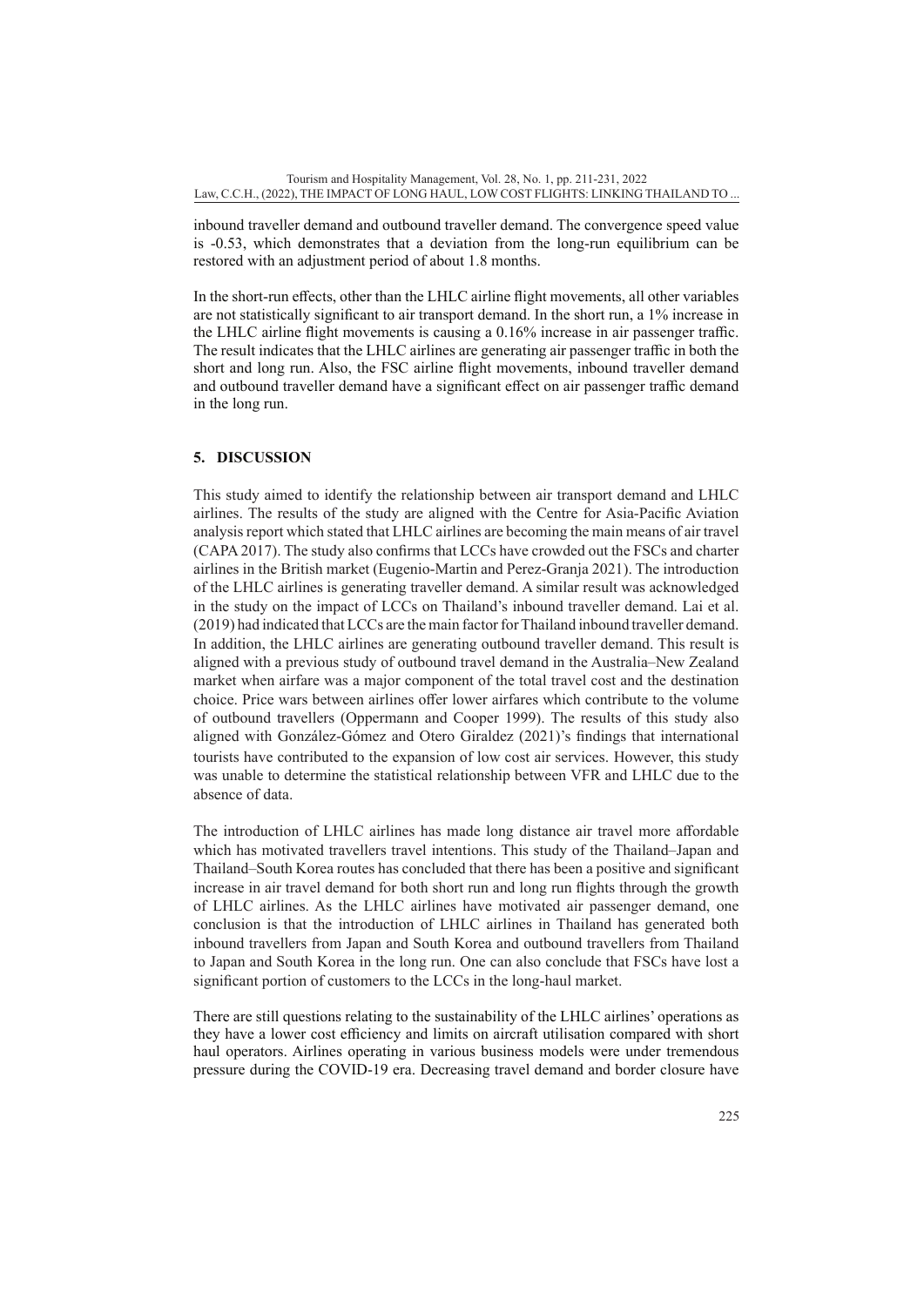inbound traveller demand and outbound traveller demand. The convergence speed value is -0.53, which demonstrates that a deviation from the long-run equilibrium can be restored with an adjustment period of about 1.8 months.

In the short-run effects, other than the LHLC airline flight movements, all other variables are not statistically significant to air transport demand. In the short run, a 1% increase in the LHLC airline flight movements is causing a 0.16% increase in air passenger traffic. The result indicates that the LHLC airlines are generating air passenger traffic in both the short and long run. Also, the FSC airline flight movements, inbound traveller demand and outbound traveller demand have a significant effect on air passenger traffic demand in the long run.

## 5. DISCUSSION

This study aimed to identify the relationship between air transport demand and LHLC airlines. The results of the study are aligned with the Centre for Asia-Pacific Aviation analysis report which stated that LHLC airlines are becoming the main means of air travel (CAPA 2017). The study also confirms that LCCs have crowded out the FSCs and charter airlines in the British market (Eugenio-Martin and Perez-Granja 2021). The introduction of the LHLC airlines is generating traveller demand. A similar result was acknowledged in the study on the impact of LCCs on Thailand's inbound traveller demand. Lai et al. (2019) had indicated that LCCs are the main factor for Thailand inbound traveller demand. In addition, the LHLC airlines are generating outbound traveller demand. This result is aligned with a previous study of outbound travel demand in the Australia–New Zealand market when airfare was a major component of the total travel cost and the destination choice. Price wars between airlines offer lower airfares which contribute to the volume of outbound travellers (Oppermann and Cooper 1999). The results of this study also aligned with González-Gómez and Otero Giraldez (2021)'s findings that international tourists have contributed to the expansion of low cost air services. However, this study was unable to determine the statistical relationship between VFR and LHLC due to the absence of data.

The introduction of LHLC airlines has made long distance air travel more affordable which has motivated travellers travel intentions. This study of the Thailand–Japan and Thailand–South Korea routes has concluded that there has been a positive and significant increase in air travel demand for both short run and long run flights through the growth of LHLC airlines. As the LHLC airlines have motivated air passenger demand, one conclusion is that the introduction of LHLC airlines in Thailand has generated both inbound travellers from Japan and South Korea and outbound travellers from Thailand to Japan and South Korea in the long run. One can also conclude that FSCs have lost a significant portion of customers to the LCCs in the long-haul market.

There are still questions relating to the sustainability of the LHLC airlines' operations as they have a lower cost efficiency and limits on aircraft utilisation compared with short haul operators. Airlines operating in various business models were under tremendous pressure during the COVID-19 era. Decreasing travel demand and border closure have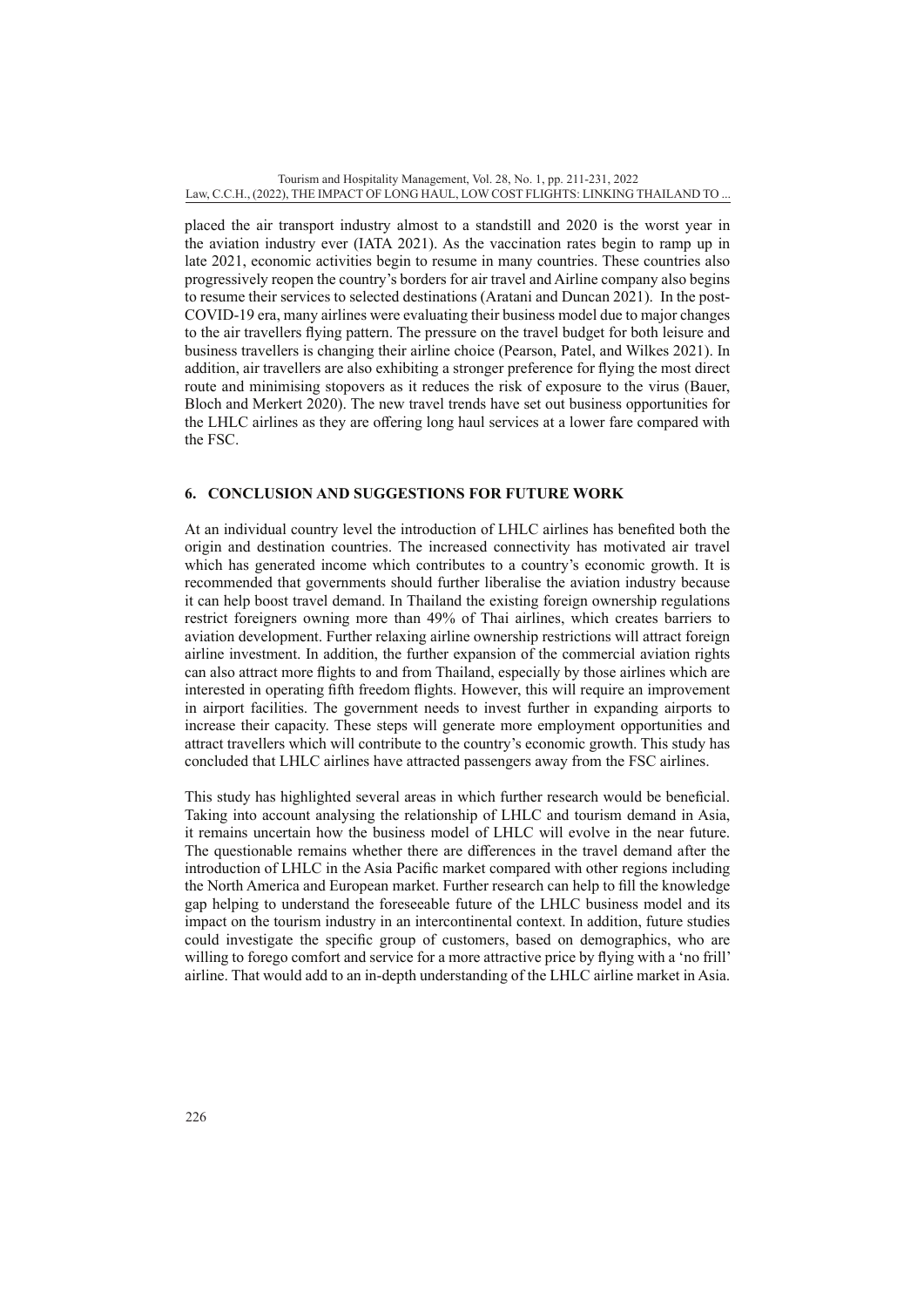placed the air transport industry almost to a standstill and 2020 is the worst year in the aviation industry ever (IATA 2021). As the vaccination rates begin to ramp up in late 2021, economic activities begin to resume in many countries. These countries also progressively reopen the country's borders for air travel and Airline company also begins to resume their services to selected destinations (Aratani and Duncan 2021). In the post-COVID-19 era, many airlines were evaluating their business model due to major changes to the air travellers flying pattern. The pressure on the travel budget for both leisure and business travellers is changing their airline choice (Pearson, Patel, and Wilkes 2021). In addition, air travellers are also exhibiting a stronger preference for flying the most direct route and minimising stopovers as it reduces the risk of exposure to the virus (Bauer, Bloch and Merkert 2020). The new travel trends have set out business opportunities for the LHLC airlines as they are offering long haul services at a lower fare compared with the FSC.

## 6. CONCLUSION AND SUGGESTIONS FOR FUTURE WORK

At an individual country level the introduction of LHLC airlines has benefited both the origin and destination countries. The increased connectivity has motivated air travel which has generated income which contributes to a country's economic growth. It is recommended that governments should further liberalise the aviation industry because it can help boost travel demand. In Thailand the existing foreign ownership regulations restrict foreigners owning more than 49% of Thai airlines, which creates barriers to aviation development. Further relaxing airline ownership restrictions will attract foreign airline investment. In addition, the further expansion of the commercial aviation rights can also attract more flights to and from Thailand, especially by those airlines which are interested in operating fifth freedom flights. However, this will require an improvement in airport facilities. The government needs to invest further in expanding airports to increase their capacity. These steps will generate more employment opportunities and attract travellers which will contribute to the country's economic growth. This study has concluded that LHLC airlines have attracted passengers away from the FSC airlines.

This study has highlighted several areas in which further research would be beneficial. Taking into account analysing the relationship of LHLC and tourism demand in Asia, it remains uncertain how the business model of LHLC will evolve in the near future. The questionable remains whether there are differences in the travel demand after the introduction of LHLC in the Asia Pacific market compared with other regions including the North America and European market. Further research can help to fill the knowledge gap helping to understand the foreseeable future of the LHLC business model and its impact on the tourism industry in an intercontinental context. In addition, future studies could investigate the specific group of customers, based on demographics, who are willing to forego comfort and service for a more attractive price by flying with a 'no frill' airline. That would add to an in-depth understanding of the LHLC airline market in Asia.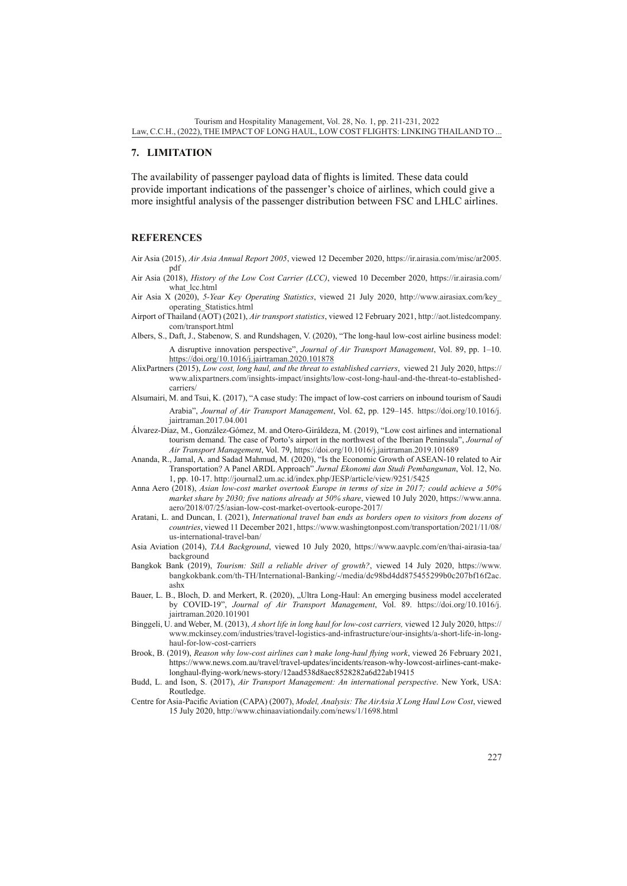## 7. LIMITATION

The availability of passenger payload data of flights is limited. These data could provide important indications of the passenger's choice of airlines, which could give a more insightful analysis of the passenger distribution between FSC and LHLC airlines.

## REFERENCES

Air Asia (2015), *Air Asia Annual Report 2005*, viewed 12 December 2020, https://ir.airasia.com/misc/ar2005.pdf

Air Asia (2018), *History of the Low Cost Carrier (LCC)*, viewed 10 December 2020, https://ir.airasia.com/what_lcc.html

Air Asia X (2020), *5-Year Key Operating Statistics*, viewed 21 July 2020, http://www.airasiax.com/key_operating_Statistics.html

Airport of Thailand (AOT) (2021), *Air transport statistics*, viewed 12 February 2021, http://aot.listedcompany.com/transport.html

Albers, S., Daft, J., Stabenow, S. and Rundshagen, V. (2020), "The long-haul low-cost airline business model: A disruptive innovation perspective", *Journal of Air Transport Management*, Vol. 89, pp. 1–10. https://doi.org/10.1016/j.jairtraman.2020.101878

AlixPartners (2015), *Low cost, long haul, and the threat to established carriers*, viewed 21 July 2020, https://www.alixpartners.com/insights-impact/insights/low-cost-long-haul-and-the-threat-to-established-carriers/

Alsumairi, M. and Tsui, K. (2017), "A case study: The impact of low-cost carriers on inbound tourism of Saudi Arabia", *Journal of Air Transport Management*, Vol. 62, pp. 129–145. https://doi.org/10.1016/j.jairtraman.2017.04.001

Álvarez-Díaz, M., González-Gómez, M. and Otero-Giráldeza, M. (2019), "Low cost airlines and international tourism demand. The case of Porto's airport in the northwest of the Iberian Peninsula", *Journal of Air Transport Management*, Vol. 79, https://doi.org/10.1016/j.jairtraman.2019.101689

Ananda, R., Jamal, A. and Sadad Mahmud, M. (2020), "Is the Economic Growth of ASEAN-10 related to Air Transportation? A Panel ARDL Approach" *Jurnal Ekonomi dan Studi Pembangunan*, Vol. 12, No. 1, pp. 10-17. http://journal2.um.ac.id/index.php/JESP/article/view/9251/5425

Anna Aero (2018), *Asian low-cost market overtook Europe in terms of size in 2017; could achieve a 50% market share by 2030; five nations already at 50% share*, viewed 10 July 2020, https://www.anna.aero/2018/07/25/asian-low-cost-market-overtook-europe-2017/

Aratani, L. and Duncan, I. (2021), *International travel ban ends as borders open to visitors from dozens of countries*, viewed 11 December 2021, https://www.washingtonpost.com/transportation/2021/11/08/us-international-travel-ban/

Asia Aviation (2014), *TAA Background*, viewed 10 July 2020, https://www.aavplc.com/en/thai-airasia-taa/background

Bangkok Bank (2019), *Tourism: Still a reliable driver of growth?*, viewed 14 July 2020, https://www.bangkokbank.com/th-TH/International-Banking/-/media/dc98bd4dd875455299b0c207bf16f2ac.ashx

Bauer, L. B., Bloch, D. and Merkert, R. (2020), „Ultra Long-Haul: An emerging business model accelerated by COVID-19", *Journal of Air Transport Management*, Vol. 89. https://doi.org/10.1016/j.jairtraman.2020.101901

Binggeli, U. and Weber, M. (2013), *A short life in long haul for low-cost carriers,* viewed 12 July 2020, https://www.mckinsey.com/industries/travel-logistics-and-infrastructure/our-insights/a-short-life-in-long-haul-for-low-cost-carriers

Brook, B. (2019), *Reason why low-cost airlines can't make long-haul flying work*, viewed 26 February 2021, https://www.news.com.au/travel/travel-updates/incidents/reason-why-lowcost-airlines-cant-make-longhaul-flying-work/news-story/12aad538d8aec8528282a6d22ab19415

Budd, L. and Ison, S. (2017), *Air Transport Management: An international perspective*. New York, USA: Routledge.

Centre for Asia-Pacific Aviation (CAPA) (2007), *Model, Analysis: The AirAsia X Long Haul Low Cost*, viewed 15 July 2020, http://www.chinaaviationdaily.com/news/1/1698.html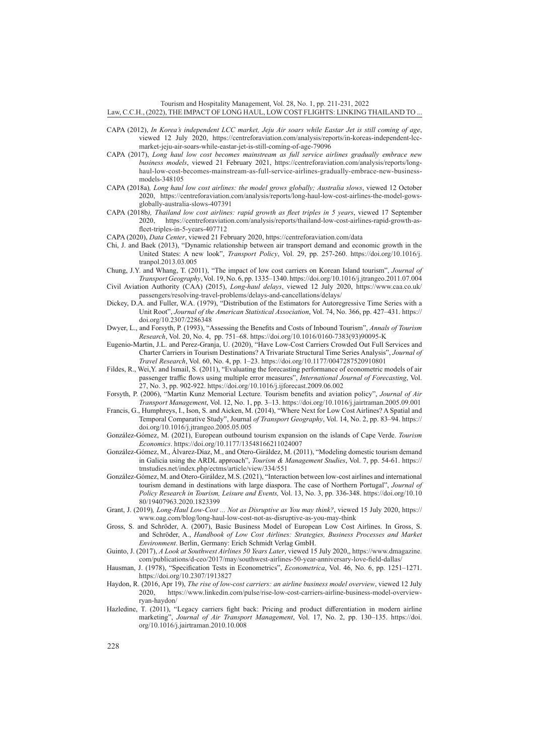CAPA (2012), *In Korea's independent LCC market, Jeju Air soars while Eastar Jet is still coming of age*, viewed 12 July 2020, https://centreforaviation.com/analysis/reports/in-koreas-independent-lcc-market-jeju-air-soars-while-eastar-jet-is-still-coming-of-age-79096

CAPA (2017), *Long haul low cost becomes mainstream as full service airlines gradually embrace new business models*, viewed 21 February 2021, https://centreforaviation.com/analysis/reports/long-haul-low-cost-becomes-mainstream-as-full-service-airlines-gradually-embrace-new-business-models-348105

CAPA (2018a)*, Long haul low cost airlines: the model grows globally; Australia slows*, viewed 12 October 2020, https://centreforaviation.com/analysis/reports/long-haul-low-cost-airlines-the-model-gows-globally-australia-slows-407391

CAPA (2018b*), Thailand low cost airlines: rapid growth as fleet triples in 5 years*, viewed 17 September 2020, https://centreforaviation.com/analysis/reports/thailand-low-cost-airlines-rapid-growth-as-fleet-triples-in-5-years-407712

CAPA (2020), *Data Center*, viewed 21 February 2020, https://centreforaviation.com/data

Chi, J. and Baek (2013), "Dynamic relationship between air transport demand and economic growth in the United States: A new look", *Transport Policy*, Vol. 29, pp. 257-260. https://doi.org/10.1016/j.tranpol.2013.03.005

Chung, J.Y. and Whang, T. (2011), "The impact of low cost carriers on Korean Island tourism", *Journal of Transport Geography*, Vol. 19, No. 6, pp. 1335–1340. https://doi.org/10.1016/j.jtrangeo.2011.07.004

Civil Aviation Authority (CAA) (2015), *Long-haul delays*, viewed 12 July 2020, https://www.caa.co.uk/passengers/resolving-travel-problems/delays-and-cancellations/delays/

Dickey, D.A. and Fuller, W.A. (1979), "Distribution of the Estimators for Autoregressive Time Series with a Unit Root", *Journal of the American Statistical Association*, Vol. 74, No. 366, pp. 427–431. https://doi.org/10.2307/2286348

Dwyer, L., and Forsyth, P. (1993), "Assessing the Benefits and Costs of Inbound Tourism", *Annals of Tourism Research*, Vol. 20, No. 4, pp. 751–68. https://doi.org/10.1016/0160-7383(93)90095-K

Eugenio-Martin, J.L. and Perez-Granja, U. (2020), "Have Low-Cost Carriers Crowded Out Full Services and Charter Carriers in Tourism Destinations? A Trivariate Structural Time Series Analysis", *Journal of Travel Research*, Vol. 60, No. 4, pp. 1–23. https://doi.org/10.1177/0047287520910801

Fildes, R., Wei,Y. and Ismail, S. (2011), "Evaluating the forecasting performance of econometric models of air passenger traffic flows using multiple error measures", *International Journal of Forecasting*, Vol. 27, No. 3, pp. 902-922. https://doi.org/10.1016/j.ijforecast.2009.06.002

Forsyth, P. (2006), "Martin Kunz Memorial Lecture. Tourism benefits and aviation policy", *Journal of Air Transport Management*, Vol. 12, No. 1, pp. 3–13. https://doi.org/10.1016/j.jairtraman.2005.09.001

Francis, G., Humphreys, I., Ison, S. and Aicken, M. (2014), "Where Next for Low Cost Airlines? A Spatial and Temporal Comparative Study", Journal *of Transport Geography*, Vol. 14, No. 2, pp. 83–94. https://doi.org/10.1016/j.jtrangeo.2005.05.005

González-Gómez, M. (2021), European outbound tourism expansion on the islands of Cape Verde. *Tourism Economics*. https://doi.org/10.1177/13548166211024007

González-Gómez, M., Álvarez-Díaz, M., and Otero-Giráldez, M. (2011), "Modeling domestic tourism demand in Galicia using the ARDL approach", *Tourism & Management Studies*, Vol. 7, pp. 54-61. https://tmstudies.net/index.php/ectms/article/view/334/551

González-Gómez, M. and Otero-Giráldez, M.S. (2021), "Interaction between low-cost airlines and international tourism demand in destinations with large diaspora. The case of Northern Portugal", *Journal of Policy Research in Tourism, Leisure and Events,* Vol. 13, No. 3, pp. 336-348. https://doi.org/10.1080/19407963.2020.1823399

Grant, J. (2019)*, Long-Haul Low-Cost ... Not as Disruptive as You may think?*, viewed 15 July 2020, https://www.oag.com/blog/long-haul-low-cost-not-as-disruptive-as-you-may-think

Gross, S. and Schröder, A. (2007), Basic Business Model of European Low Cost Airlines. In Gross, S. and Schröder, A., *Handbook of Low Cost Airlines: Strategies, Business Processes and Market Environment*. Berlin, Germany: Erich Schmidt Verlag GmbH.

Guinto, J. (2017), *A Look at Southwest Airlines 50 Years Later*, viewed 15 July 2020,, https://www.dmagazine.com/publications/d-ceo/2017/may/southwest-airlines-50-year-anniversary-love-field-dallas/

Hausman, J. (1978), "Specification Tests in Econometrics", *Econometrica*, Vol. 46, No. 6, pp. 1251–1271. https://doi.org/10.2307/1913827

Haydon, R. (2016, Apr 19), *The rise of low-cost carriers: an airline business model overview*, viewed 12 July 2020, https://www.linkedin.com/pulse/rise-low-cost-carriers-airline-business-model-overview-ryan-haydon/

Hazledine, T. (2011), "Legacy carriers fight back: Pricing and product differentiation in modern airline marketing", *Journal of Air Transport Management*, Vol. 17, No. 2, pp. 130–135. https://doi.org/10.1016/j.jairtraman.2010.10.008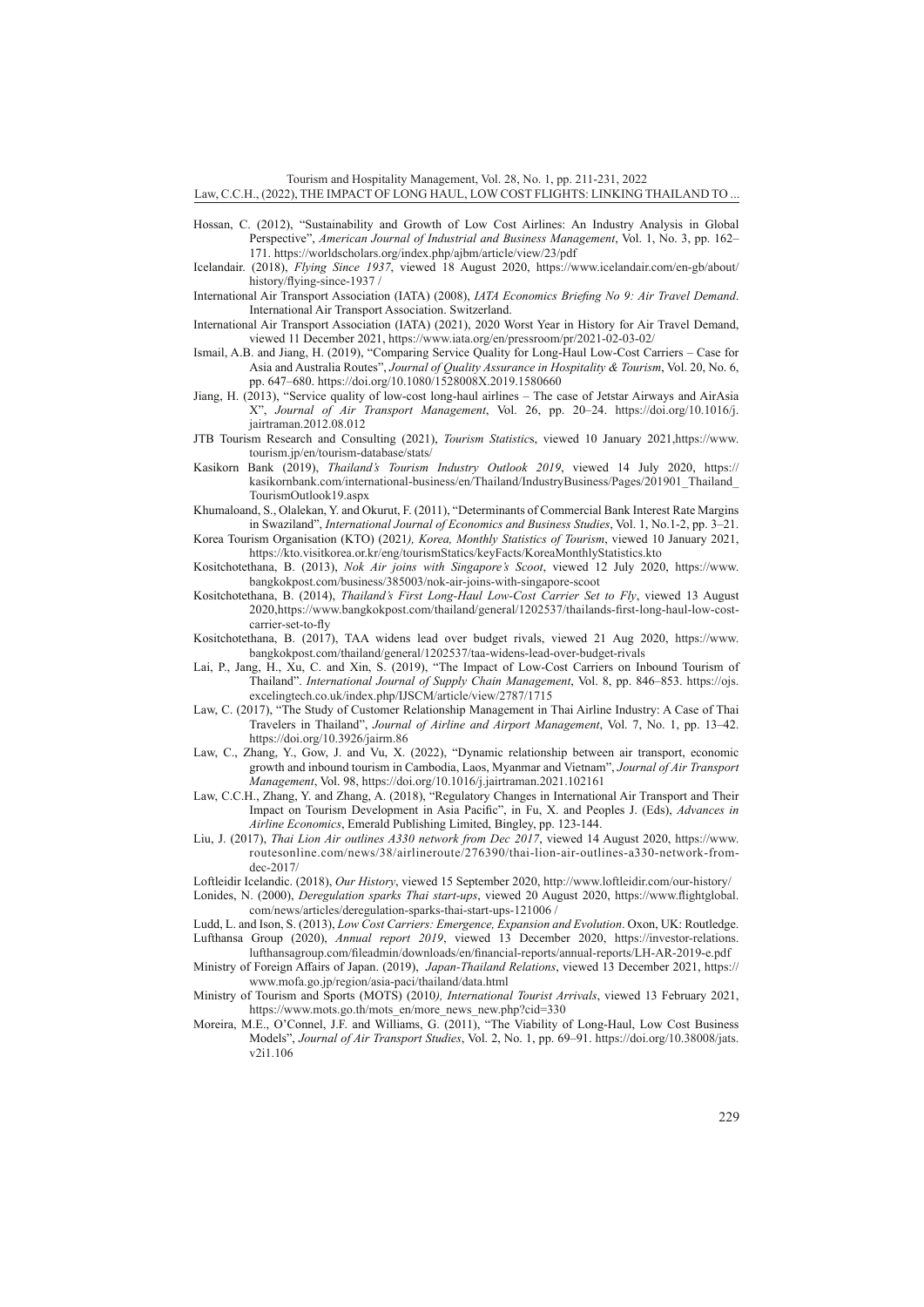Hossan, C. (2012), "Sustainability and Growth of Low Cost Airlines: An Industry Analysis in Global Perspective", *American Journal of Industrial and Business Management*, Vol. 1, No. 3, pp. 162–171. https://worldscholars.org/index.php/ajbm/article/view/23/pdf

Icelandair. (2018), *Flying Since 1937*, viewed 18 August 2020, https://www.icelandair.com/en-gb/about/history/flying-since-1937 /

International Air Transport Association (IATA) (2008), *IATA Economics Briefing No 9: Air Travel Demand*. International Air Transport Association. Switzerland.

International Air Transport Association (IATA) (2021), 2020 Worst Year in History for Air Travel Demand, viewed 11 December 2021, https://www.iata.org/en/pressroom/pr/2021-02-03-02/

Ismail, A.B. and Jiang, H. (2019), "Comparing Service Quality for Long-Haul Low-Cost Carriers – Case for Asia and Australia Routes", *Journal of Quality Assurance in Hospitality & Tourism*, Vol. 20, No. 6, pp. 647–680. https://doi.org/10.1080/1528008X.2019.1580660

Jiang, H. (2013), "Service quality of low-cost long-haul airlines – The case of Jetstar Airways and AirAsia X", *Journal of Air Transport Management*, Vol. 26, pp. 20–24. https://doi.org/10.1016/j.jairtraman.2012.08.012

JTB Tourism Research and Consulting (2021), *Tourism Statistic*s, viewed 10 January 2021,https://www.tourism.jp/en/tourism-database/stats/

Kasikorn Bank (2019), *Thailand's Tourism Industry Outlook 2019*, viewed 14 July 2020, https://kasikornbank.com/international-business/en/Thailand/IndustryBusiness/Pages/201901_Thailand_TourismOutlook19.aspx

Khumaloand, S., Olalekan, Y. and Okurut, F. (2011), "Determinants of Commercial Bank Interest Rate Margins in Swaziland", *International Journal of Economics and Business Studies*, Vol. 1, No.1-2, pp. 3–21.

Korea Tourism Organisation (KTO) (2021*), Korea, Monthly Statistics of Tourism*, viewed 10 January 2021, https://kto.visitkorea.or.kr/eng/tourismStatics/keyFacts/KoreaMonthlyStatistics.kto

Kositchotethana, B. (2013), *Nok Air joins with Singapore's Scoot*, viewed 12 July 2020, https://www.bangkokpost.com/business/385003/nok-air-joins-with-singapore-scoot

Kositchotethana, B. (2014), *Thailand's First Long-Haul Low-Cost Carrier Set to Fly*, viewed 13 August 2020,https://www.bangkokpost.com/thailand/general/1202537/thailands-first-long-haul-low-cost-carrier-set-to-fly

Kositchotethana, B. (2017), TAA widens lead over budget rivals, viewed 21 Aug 2020, https://www.bangkokpost.com/thailand/general/1202537/taa-widens-lead-over-budget-rivals

Lai, P., Jang, H., Xu, C. and Xin, S. (2019), "The Impact of Low-Cost Carriers on Inbound Tourism of Thailand". *International Journal of Supply Chain Management*, Vol. 8, pp. 846–853. https://ojs.excelingtech.co.uk/index.php/IJSCM/article/view/2787/1715

Law, C. (2017), "The Study of Customer Relationship Management in Thai Airline Industry: A Case of Thai Travelers in Thailand", *Journal of Airline and Airport Management*, Vol. 7, No. 1, pp. 13–42. https://doi.org/10.3926/jairm.86

Law, C., Zhang, Y., Gow, J. and Vu, X. (2022), "Dynamic relationship between air transport, economic growth and inbound tourism in Cambodia, Laos, Myanmar and Vietnam", *Journal of Air Transport Management*, Vol. 98, https://doi.org/10.1016/j.jairtraman.2021.102161

Law, C.C.H., Zhang, Y. and Zhang, A. (2018), "Regulatory Changes in International Air Transport and Their Impact on Tourism Development in Asia Pacific", in Fu, X. and Peoples J. (Eds), *Advances in Airline Economics*, Emerald Publishing Limited, Bingley, pp. 123-144.

Liu, J. (2017), *Thai Lion Air outlines A330 network from Dec 2017*, viewed 14 August 2020, https://www.routesonline.com/news/38/airlineroute/276390/thai-lion-air-outlines-a330-network-from-dec-2017/

Loftleidir Icelandic. (2018), *Our History*, viewed 15 September 2020, http://www.loftleidir.com/our-history/

Lonides, N. (2000), *Deregulation sparks Thai start-ups*, viewed 20 August 2020, https://www.flightglobal.com/news/articles/deregulation-sparks-thai-start-ups-121006 /

Ludd, L. and Ison, S. (2013), *Low Cost Carriers: Emergence, Expansion and Evolution*. Oxon, UK: Routledge.

Lufthansa Group (2020), *Annual report 2019*, viewed 13 December 2020, https://investor-relations.lufthansagroup.com/fileadmin/downloads/en/financial-reports/annual-reports/LH-AR-2019-e.pdf

Ministry of Foreign Affairs of Japan. (2019), *Japan-Thailand Relations*, viewed 13 December 2021, https://www.mofa.go.jp/region/asia-paci/thailand/data.html

Ministry of Tourism and Sports (MOTS) (2010*), International Tourist Arrivals*, viewed 13 February 2021, https://www.mots.go.th/mots_en/more_news_new.php?cid=330

Moreira, M.E., O'Connel, J.F. and Williams, G. (2011), "The Viability of Long-Haul, Low Cost Business Models", *Journal of Air Transport Studies*, Vol. 2, No. 1, pp. 69–91. https://doi.org/10.38008/jats.v2i1.106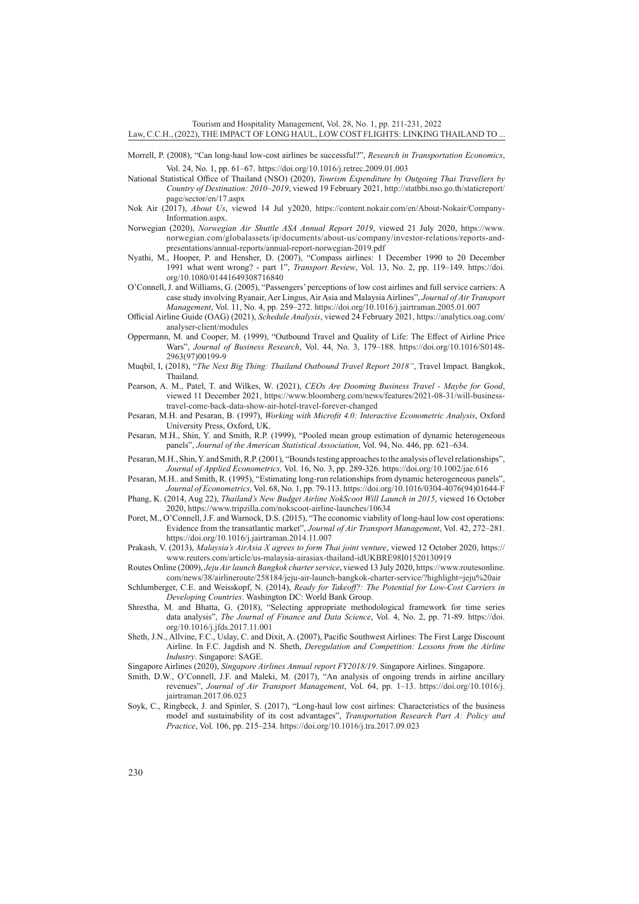Morrell, P. (2008), "Can long-haul low-cost airlines be successful?", *Research in Transportation Economics*, Vol. 24, No. 1, pp. 61–67. https://doi.org/10.1016/j.retrec.2009.01.003

National Statistical Office of Thailand (NSO) (2020), *Tourism Expenditure by Outgoing Thai Travellers by Country of Destination: 2010–2019*, viewed 19 February 2021, http://statbbi.nso.go.th/staticreport/page/sector/en/17.aspx

Nok Air (2017), *About Us*, viewed 14 Jul y2020, https://content.nokair.com/en/About-Nokair/Company-Information.aspx.

Norwegian (2020), *Norwegian Air Shuttle ASA Annual Report 2019*, viewed 21 July 2020, https://www.norwegian.com/globalassets/ip/documents/about-us/company/investor-relations/reports-and-presentations/annual-reports/annual-report-norwegian-2019.pdf

Nyathi, M., Hooper, P. and Hensher, D. (2007), "Compass airlines: 1 December 1990 to 20 December 1991 what went wrong? - part 1", *Transport Review*, Vol. 13, No. 2, pp. 119–149. https://doi.org/10.1080/01441649308716840

O'Connell, J. and Williams, G. (2005), "Passengers' perceptions of low cost airlines and full service carriers: A case study involving Ryanair, Aer Lingus, Air Asia and Malaysia Airlines", *Journal of Air Transport Management*, Vol. 11, No. 4, pp. 259–272. https://doi.org/10.1016/j.jairtraman.2005.01.007

Official Airline Guide (OAG) (2021), *Schedule Analysis*, viewed 24 February 2021, https://analytics.oag.com/analyser-client/modules

Oppermann, M. and Cooper, M. (1999), "Outbound Travel and Quality of Life: The Effect of Airline Price Wars", *Journal of Business Research*, Vol. 44, No. 3, 179–188. https://doi.org/10.1016/S0148-2963(97)00199-9

Muqbil, I, (2018), "*The Next Big Thing: Thailand Outbound Travel Report 2018"*, Travel Impact. Bangkok, Thailand.

Pearson, A. M., Patel, T. and Wilkes, W. (2021), *CEOs Are Dooming Business Travel - Maybe for Good*, viewed 11 December 2021, https://www.bloomberg.com/news/features/2021-08-31/will-business-travel-come-back-data-show-air-hotel-travel-forever-changed

Pesaran, M.H. and Pesaran, B. (1997), *Working with Microfit 4.0: Interactive Econometric Analysis*, Oxford University Press, Oxford, UK.

Pesaran, M.H., Shin, Y. and Smith, R.P. (1999), "Pooled mean group estimation of dynamic heterogeneous panels", *Journal of the American Statistical Association*, Vol. 94, No. 446, pp. 621–634.

Pesaran, M.H., Shin, Y. and Smith, R.P. (2001), "Bounds testing approaches to the analysis of level relationships", *Journal of Applied Econometrics,* Vol. 16, No. 3, pp. 289-326. https://doi.org/10.1002/jae.616

Pesaran, M.H.. and Smith, R. (1995), "Estimating long-run relationships from dynamic heterogeneous panels", *Journal of Econometrics,* Vol. 68, No. 1, pp. 79-113. https://doi.org/10.1016/0304-4076(94)01644-F

Phang, K. (2014, Aug 22), *Thailand's New Budget Airline NokScoot Will Launch in 2015*, viewed 16 October 2020, https://www.tripzilla.com/nokscoot-airline-launches/10634

Poret, M., O'Connell, J.F. and Warnock, D.S. (2015), "The economic viability of long-haul low cost operations: Evidence from the transatlantic market", *Journal of Air Transport Management*, Vol. 42, 272–281. https://doi.org/10.1016/j.jairtraman.2014.11.007

Prakash, V. (2013), *Malaysia's AirAsia X agrees to form Thai joint venture*, viewed 12 October 2020, https://www.reuters.com/article/us-malaysia-airasiax-thailand-idUKBRE98I01520130919

Routes Online (2009), *Jeju Air launch Bangkok charter service*, viewed 13 July 2020, https://www.routesonline.com/news/38/airlineroute/258184/jeju-air-launch-bangkok-charter-service/?highlight=jeju%20air

Schlumberger, C.E. and Weisskopf, N. (2014), *Ready for Takeoff?: The Potential for Low-Cost Carriers in Developing Countries*. Washington DC: World Bank Group.

Shrestha, M. and Bhatta, G. (2018), "Selecting appropriate methodological framework for time series data analysis", *The Journal of Finance and Data Science*, Vol. 4, No. 2, pp. 71-89. https://doi.org/10.1016/j.jfds.2017.11.001

Sheth, J.N., Allvine, F.C., Uslay, C. and Dixit, A. (2007), Pacific Southwest Airlines: The First Large Discount Airline. In F.C. Jagdish and N. Sheth, *Deregulation and Competition: Lessons from the Airline Industry*. Singapore: SAGE.

Singapore Airlines (2020), *Singapore Airlines Annual report FY2018/19*. Singapore Airlines. Singapore.

Smith, D.W., O'Connell, J.F. and Maleki, M. (2017), "An analysis of ongoing trends in airline ancillary revenues", *Journal of Air Transport Management*, Vol. 64, pp. 1–13. https://doi.org/10.1016/j.jairtraman.2017.06.023

Soyk, C., Ringbeck, J. and Spinler, S. (2017), "Long-haul low cost airlines: Characteristics of the business model and sustainability of its cost advantages", *Transportation Research Part A: Policy and Practice*, Vol. 106, pp. 215–234. https://doi.org/10.1016/j.tra.2017.09.023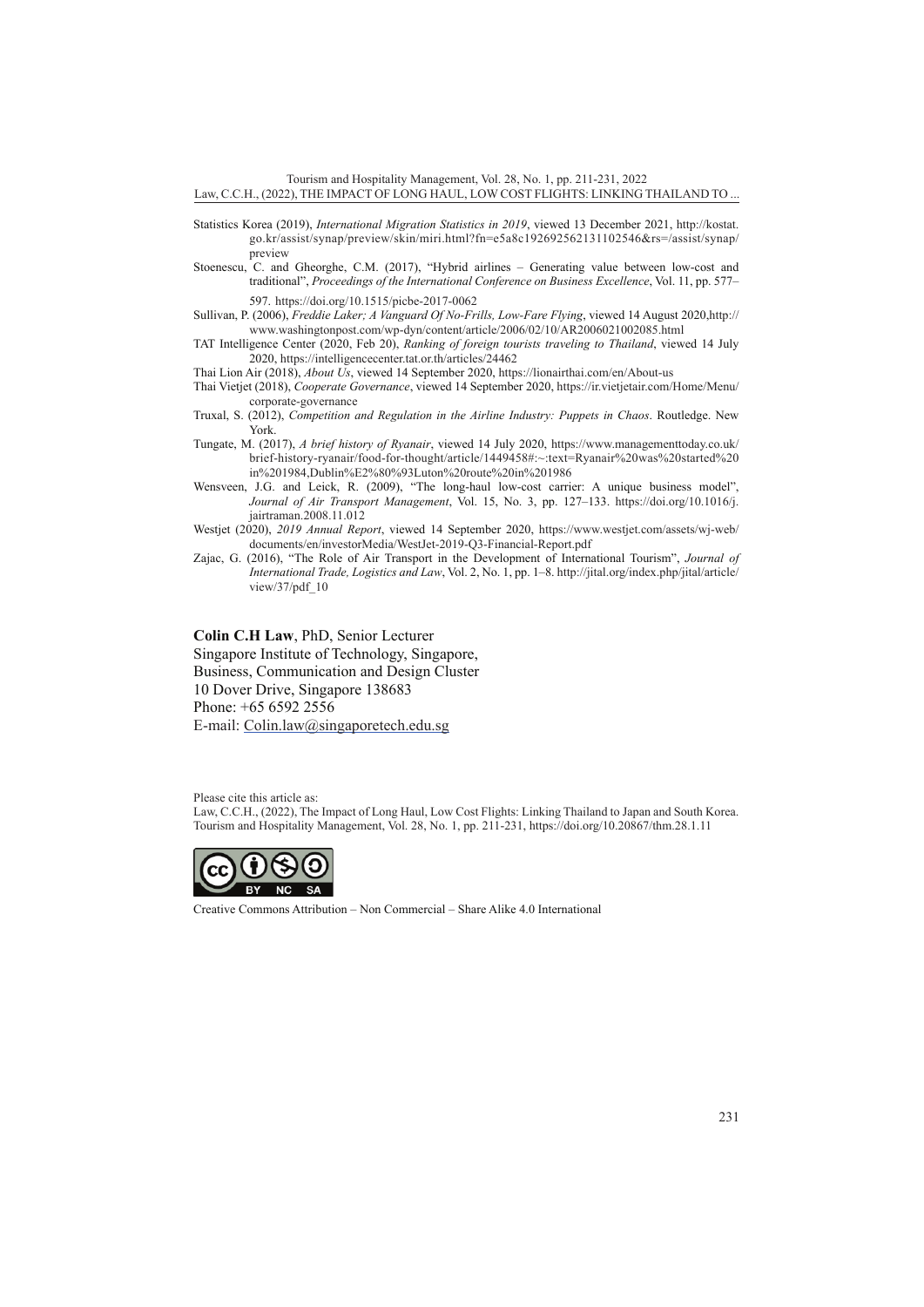Statistics Korea (2019), *International Migration Statistics in 2019*, viewed 13 December 2021, http://kostat.go.kr/assist/synap/preview/skin/miri.html?fn=e5a8c192692562131102546&rs=/assist/synap/preview

Stoenescu, C. and Gheorghe, C.M. (2017), "Hybrid airlines – Generating value between low-cost and traditional", *Proceedings of the International Conference on Business Excellence*, Vol. 11, pp. 577–597. https://doi.org/10.1515/picbe-2017-0062

Sullivan, P. (2006), *Freddie Laker; A Vanguard Of No-Frills, Low-Fare Flying*, viewed 14 August 2020,http://www.washingtonpost.com/wp-dyn/content/article/2006/02/10/AR2006021002085.html

TAT Intelligence Center (2020, Feb 20), *Ranking of foreign tourists traveling to Thailand*, viewed 14 July 2020, https://intelligencecenter.tat.or.th/articles/24462

Thai Lion Air (2018), *About Us*, viewed 14 September 2020, https://lionairthai.com/en/About-us

Thai Vietjet (2018), *Cooperate Governance*, viewed 14 September 2020, https://ir.vietjetair.com/Home/Menu/corporate-governance

Truxal, S. (2012), *Competition and Regulation in the Airline Industry: Puppets in Chaos*. Routledge. New York.

Tungate, M. (2017), *A brief history of Ryanair*, viewed 14 July 2020, https://www.managementtoday.co.uk/brief-history-ryanair/food-for-thought/article/1449458#:~:text=Ryanair%20was%20started%20in%201984,Dublin%E2%80%93Luton%20route%20in%201986

Wensveen, J.G. and Leick, R. (2009), "The long-haul low-cost carrier: A unique business model", *Journal of Air Transport Management*, Vol. 15, No. 3, pp. 127–133. https://doi.org/10.1016/j.jairtraman.2008.11.012

Westjet (2020), *2019 Annual Report*, viewed 14 September 2020, https://www.westjet.com/assets/wj-web/documents/en/investorMedia/WestJet-2019-Q3-Financial-Report.pdf

Zajac, G. (2016), "The Role of Air Transport in the Development of International Tourism", *Journal of International Trade, Logistics and Law*, Vol. 2, No. 1, pp. 1–8. http://jital.org/index.php/jital/article/view/37/pdf_10

**Colin C.H Law**, PhD, Senior Lecturer
Singapore Institute of Technology, Singapore,
Business, Communication and Design Cluster
10 Dover Drive, Singapore 138683
Phone: +65 6592 2556
E-mail: Colin.law@singaporetech.edu.sg

Please cite this article as:
Law, C.C.H., (2022), The Impact of Long Haul, Low Cost Flights: Linking Thailand to Japan and South Korea. Tourism and Hospitality Management, Vol. 28, No. 1, pp. 211-231, https://doi.org/10.20867/thm.28.1.11

Creative Commons Attribution – Non Commercial – Share Alike 4.0 International